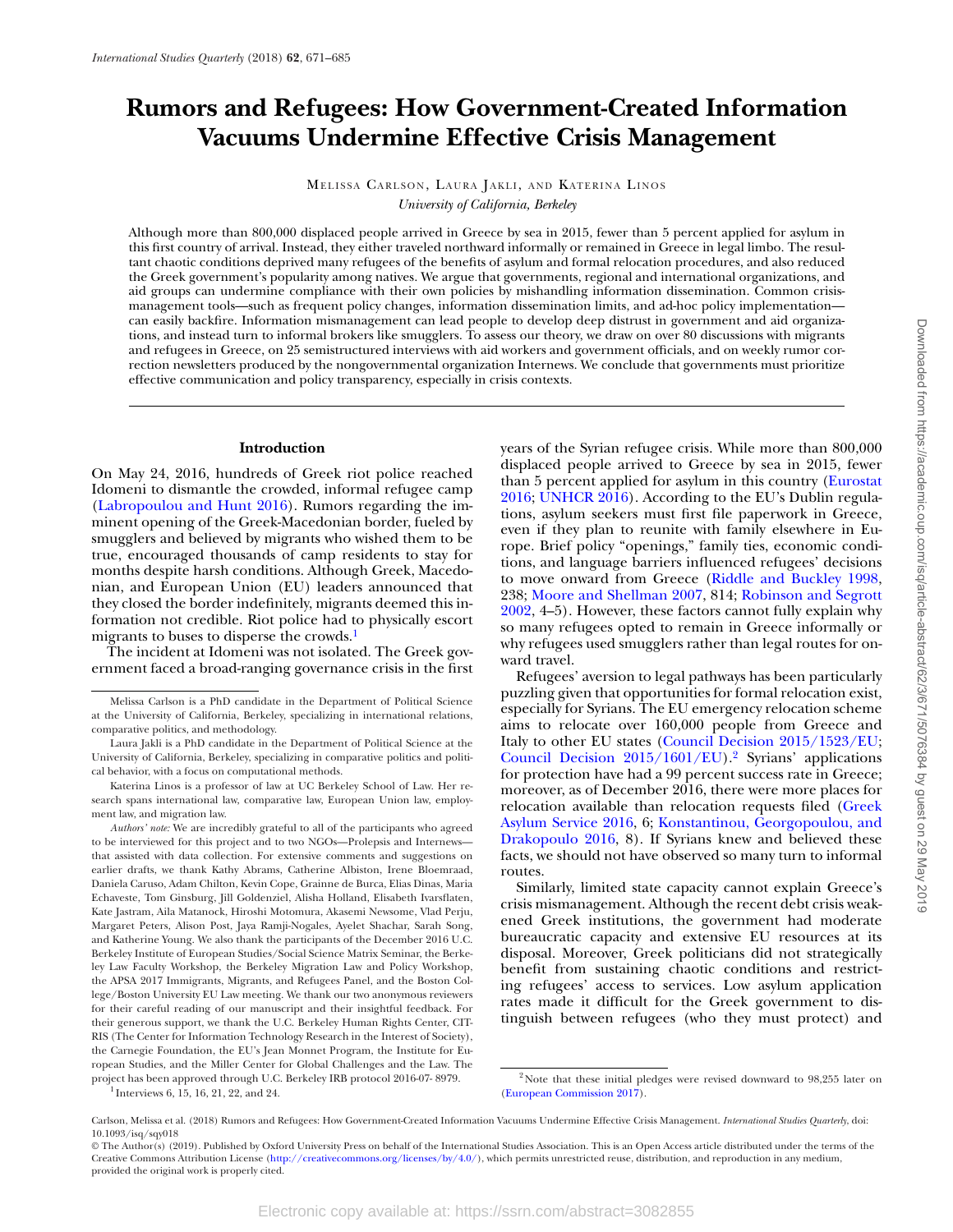# Rumors and Refugees: How Government-Created Information Vacuums Undermine Effective Crisis Management

Melissa Carlson, Laura Jakli, and Katerina Linos

*University of California, Berkeley*

Although more than 800,000 displaced people arrived in Greece by sea in 2015, fewer than 5 percent applied for asylum in this first country of arrival. Instead, they either traveled northward informally or remained in Greece in legal limbo. The resultant chaotic conditions deprived many refugees of the benefits of asylum and formal relocation procedures, and also reduced the Greek government's popularity among natives. We argue that governments, regional and international organizations, and aid groups can undermine compliance with their own policies by mishandling information dissemination. Common crisis-management tools—such as frequent policy changes, information dissemination limits, and ad-hoc policy implementation—can easily backfire. Information mismanagement can lead people to develop deep distrust in government and aid organizations, and instead turn to informal brokers like smugglers. To assess our theory, we draw on over 80 discussions with migrants and refugees in Greece, on 25 semistructured interviews with aid workers and government officials, and on weekly rumor correction newsletters produced by the nongovernmental organization Internews. We conclude that governments must prioritize effective communication and policy transparency, especially in crisis contexts.

## Introduction

On May 24, 2016, hundreds of Greek riot police reached Idomeni to dismantle the crowded, informal refugee camp (Labropoulou and Hunt 2016). Rumors regarding the imminent opening of the Greek-Macedonian border, fueled by smugglers and believed by migrants who wished them to be true, encouraged thousands of camp residents to stay for months despite harsh conditions. Although Greek, Macedonian, and European Union (EU) leaders announced that they closed the border indefinitely, migrants deemed this information not credible. Riot police had to physically escort migrants to buses to disperse the crowds.[1]

The incident at Idomeni was not isolated. The Greek government faced a broad-ranging governance crisis in the first years of the Syrian refugee crisis. While more than 800,000 displaced people arrived to Greece by sea in 2015, fewer than 5 percent applied for asylum in this country (Eurostat 2016; UNHCR 2016). According to the EU's Dublin regulations, asylum seekers must first file paperwork in Greece, even if they plan to reunite with family elsewhere in Europe. Brief policy "openings," family ties, economic conditions, and language barriers influenced refugees' decisions to move onward from Greece (Riddle and Buckley 1998, 238; Moore and Shellman 2007, 814; Robinson and Segrott 2002, 4–5). However, these factors cannot fully explain why so many refugees opted to remain in Greece informally or why refugees used smugglers rather than legal routes for onward travel.

Refugees' aversion to legal pathways has been particularly puzzling given that opportunities for formal relocation exist, especially for Syrians. The EU emergency relocation scheme aims to relocate over 160,000 people from Greece and Italy to other EU states (Council Decision 2015/1523/EU; Council Decision 2015/1601/EU).[2] Syrians' applications for protection have had a 99 percent success rate in Greece; moreover, as of December 2016, there were more places for relocation available than relocation requests filed (Greek Asylum Service 2016, 6; Konstantinou, Georgopoulou, and Drakopoulo 2016, 8). If Syrians knew and believed these facts, we should not have observed so many turn to informal routes.

Similarly, limited state capacity cannot explain Greece's crisis mismanagement. Although the recent debt crisis weakened Greek institutions, the government had moderate bureaucratic capacity and extensive EU resources at its disposal. Moreover, Greek politicians did not strategically benefit from sustaining chaotic conditions and restricting refugees' access to services. Low asylum application rates made it difficult for the Greek government to distinguish between refugees (who they must protect) and

---

Melissa Carlson is a PhD candidate in the Department of Political Science at the University of California, Berkeley, specializing in international relations, comparative politics, and methodology.

Laura Jakli is a PhD candidate in the Department of Political Science at the University of California, Berkeley, specializing in comparative politics and political behavior, with a focus on computational methods.

Katerina Linos is a professor of law at UC Berkeley School of Law. Her research spans international law, comparative law, European Union law, employment law, and migration law.

*Authors' note:* We are incredibly grateful to all of the participants who agreed to be interviewed for this project and to two NGOs—Prolepsis and Internews—that assisted with data collection. For extensive comments and suggestions on earlier drafts, we thank Kathy Abrams, Catherine Albiston, Irene Bloemraad, Daniela Caruso, Adam Chilton, Kevin Cope, Grainne de Burca, Elias Dinas, Maria Echaveste, Tom Ginsburg, Jill Goldenziel, Alisha Holland, Elisabeth Ivarsflaten, Kate Jastram, Aila Matanock, Hiroshi Motomura, Akasemi Newsome, Vlad Perju, Margaret Peters, Alison Post, Jaya Ramji-Nogales, Ayelet Shachar, Sarah Song, and Katherine Young. We also thank the participants of the December 2016 U.C. Berkeley Institute of European Studies/Social Science Matrix Seminar, the Berkeley Law Faculty Workshop, the Berkeley Migration Law and Policy Workshop, the APSA 2017 Immigrants, Migrants, and Refugees Panel, and the Boston College/Boston University EU Law meeting. We thank our two anonymous reviewers for their careful reading of our manuscript and their insightful feedback. For their generous support, we thank the U.C. Berkeley Human Rights Center, CITRIS (The Center for Information Technology Research in the Interest of Society), the Carnegie Foundation, the EU's Jean Monnet Program, the Institute for European Studies, and the Miller Center for Global Challenges and the Law. The project has been approved through U.C. Berkeley IRB protocol 2016-07- 8979.

[1] Interviews 6, 15, 16, 21, 22, and 24.

[2] Note that these initial pledges were revised downward to 98,255 later on (European Commission 2017).

Carlson, Melissa et al. (2018) Rumors and Refugees: How Government-Created Information Vacuums Undermine Effective Crisis Management. *International Studies Quarterly*, doi: 10.1093/isq/sqy018

© The Author(s) (2019). Published by Oxford University Press on behalf of the International Studies Association. This is an Open Access article distributed under the terms of the Creative Commons Attribution License (http://creativecommons.org/licenses/by/4.0/), which permits unrestricted reuse, distribution, and reproduction in any medium, provided the original work is properly cited.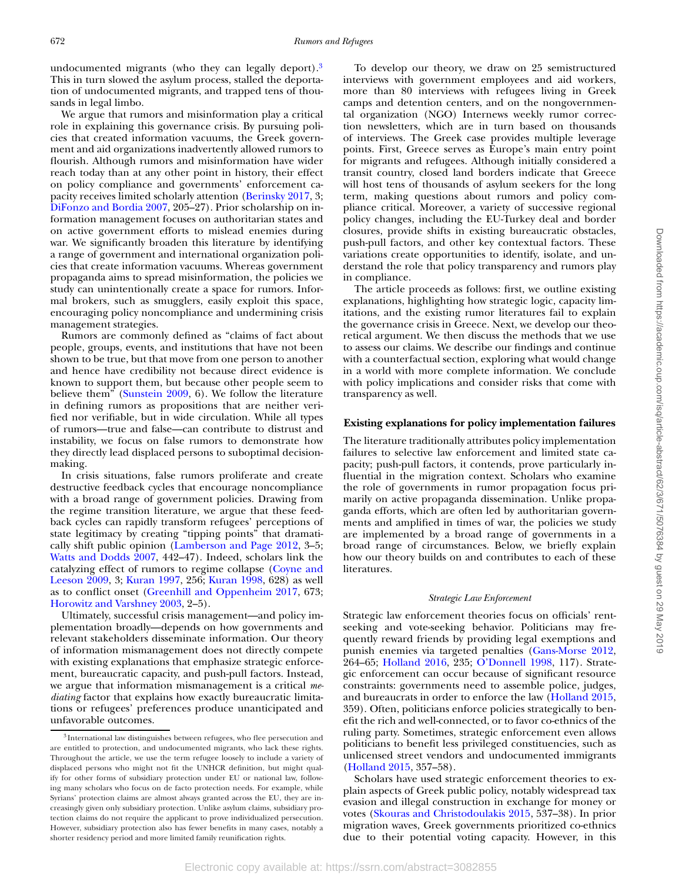undocumented migrants (who they can legally deport).[3] This in turn slowed the asylum process, stalled the deportation of undocumented migrants, and trapped tens of thousands in legal limbo.

We argue that rumors and misinformation play a critical role in explaining this governance crisis. By pursuing policies that created information vacuums, the Greek government and aid organizations inadvertently allowed rumors to flourish. Although rumors and misinformation have wider reach today than at any other point in history, their effect on policy compliance and governments' enforcement capacity receives limited scholarly attention (Berinsky 2017, 3; DiFonzo and Bordia 2007, 205–27). Prior scholarship on information management focuses on authoritarian states and on active government efforts to mislead enemies during war. We significantly broaden this literature by identifying a range of government and international organization policies that create information vacuums. Whereas government propaganda aims to spread misinformation, the policies we study can unintentionally create a space for rumors. Informal brokers, such as smugglers, easily exploit this space, encouraging policy noncompliance and undermining crisis management strategies.

Rumors are commonly defined as "claims of fact about people, groups, events, and institutions that have not been shown to be true, but that move from one person to another and hence have credibility not because direct evidence is known to support them, but because other people seem to believe them" (Sunstein 2009, 6). We follow the literature in defining rumors as propositions that are neither verified nor verifiable, but in wide circulation. While all types of rumors—true and false—can contribute to distrust and instability, we focus on false rumors to demonstrate how they directly lead displaced persons to suboptimal decision-making.

In crisis situations, false rumors proliferate and create destructive feedback cycles that encourage noncompliance with a broad range of government policies. Drawing from the regime transition literature, we argue that these feedback cycles can rapidly transform refugees' perceptions of state legitimacy by creating "tipping points" that dramatically shift public opinion (Lamberson and Page 2012, 3–5; Watts and Dodds 2007, 442–47). Indeed, scholars link the catalyzing effect of rumors to regime collapse (Coyne and Leeson 2009, 3; Kuran 1997, 256; Kuran 1998, 628) as well as to conflict onset (Greenhill and Oppenheim 2017, 673; Horowitz and Varshney 2003, 2–5).

Ultimately, successful crisis management—and policy implementation broadly—depends on how governments and relevant stakeholders disseminate information. Our theory of information mismanagement does not directly compete with existing explanations that emphasize strategic enforcement, bureaucratic capacity, and push-pull factors. Instead, we argue that information mismanagement is a critical *mediating* factor that explains how exactly bureaucratic limitations or refugees' preferences produce unanticipated and unfavorable outcomes.

To develop our theory, we draw on 25 semistructured interviews with government employees and aid workers, more than 80 interviews with refugees living in Greek camps and detention centers, and on the nongovernmental organization (NGO) Internews weekly rumor correction newsletters, which are in turn based on thousands of interviews. The Greek case provides multiple leverage points. First, Greece serves as Europe's main entry point for migrants and refugees. Although initially considered a transit country, closed land borders indicate that Greece will host tens of thousands of asylum seekers for the long term, making questions about rumors and policy compliance critical. Moreover, a variety of successive regional policy changes, including the EU-Turkey deal and border closures, provide shifts in existing bureaucratic obstacles, push-pull factors, and other key contextual factors. These variations create opportunities to identify, isolate, and understand the role that policy transparency and rumors play in compliance.

The article proceeds as follows: first, we outline existing explanations, highlighting how strategic logic, capacity limitations, and the existing rumor literatures fail to explain the governance crisis in Greece. Next, we develop our theoretical argument. We then discuss the methods that we use to assess our claims. We describe our findings and continue with a counterfactual section, exploring what would change in a world with more complete information. We conclude with policy implications and consider risks that come with transparency as well.

## Existing explanations for policy implementation failures

The literature traditionally attributes policy implementation failures to selective law enforcement and limited state capacity; push-pull factors, it contends, prove particularly influential in the migration context. Scholars who examine the role of governments in rumor propagation focus primarily on active propaganda dissemination. Unlike propaganda efforts, which are often led by authoritarian governments and amplified in times of war, the policies we study are implemented by a broad range of governments in a broad range of circumstances. Below, we briefly explain how our theory builds on and contributes to each of these literatures.

### *Strategic Law Enforcement*

Strategic law enforcement theories focus on officials' rent-seeking and vote-seeking behavior. Politicians may frequently reward friends by providing legal exemptions and punish enemies via targeted penalties (Gans-Morse 2012, 264–65; Holland 2016, 235; O'Donnell 1998, 117). Strategic enforcement can occur because of significant resource constraints: governments need to assemble police, judges, and bureaucrats in order to enforce the law (Holland 2015, 359). Often, politicians enforce policies strategically to benefit the rich and well-connected, or to favor co-ethnics of the ruling party. Sometimes, strategic enforcement even allows politicians to benefit less privileged constituencies, such as unlicensed street vendors and undocumented immigrants (Holland 2015, 357–58).

Scholars have used strategic enforcement theories to explain aspects of Greek public policy, notably widespread tax evasion and illegal construction in exchange for money or votes (Skouras and Christodoulakis 2015, 537–38). In prior migration waves, Greek governments prioritized co-ethnics due to their potential voting capacity. However, in this

[3] International law distinguishes between refugees, who flee persecution and are entitled to protection, and undocumented migrants, who lack these rights. Throughout the article, we use the term refugee loosely to include a variety of displaced persons who might not fit the UNHCR definition, but might qualify for other forms of subsidiary protection under EU or national law, following many scholars who focus on de facto protection needs. For example, while Syrians' protection claims are almost always granted across the EU, they are increasingly given only subsidiary protection. Unlike asylum claims, subsidiary protection claims do not require the applicant to prove individualized persecution. However, subsidiary protection also has fewer benefits in many cases, notably a shorter residency period and more limited family reunification rights.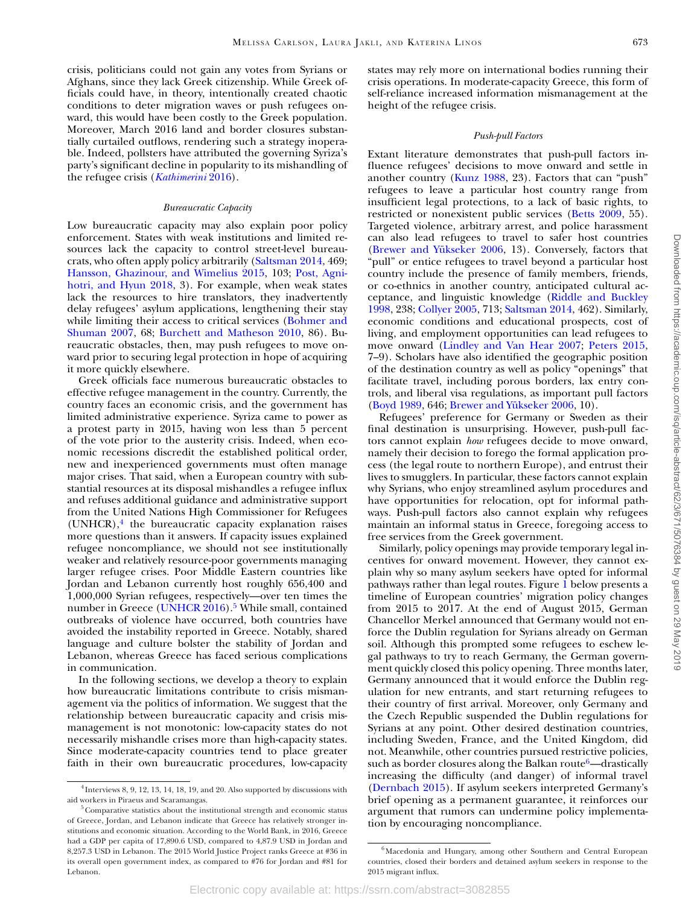crisis, politicians could not gain any votes from Syrians or Afghans, since they lack Greek citizenship. While Greek officials could have, in theory, intentionally created chaotic conditions to deter migration waves or push refugees onward, this would have been costly to the Greek population. Moreover, March 2016 land and border closures substantially curtailed outflows, rendering such a strategy inoperable. Indeed, pollsters have attributed the governing Syriza's party's significant decline in popularity to its mishandling of the refugee crisis (*Kathimerini* 2016).

### *Bureaucratic Capacity*

Low bureaucratic capacity may also explain poor policy enforcement. States with weak institutions and limited resources lack the capacity to control street-level bureaucrats, who often apply policy arbitrarily (Saltsman 2014, 469; Hansson, Ghazinour, and Wimelius 2015, 103; Post, Agnihotri, and Hyun 2018, 3). For example, when weak states lack the resources to hire translators, they inadvertently delay refugees' asylum applications, lengthening their stay while limiting their access to critical services (Bohmer and Shuman 2007, 68; Burchett and Matheson 2010, 86). Bureaucratic obstacles, then, may push refugees to move onward prior to securing legal protection in hope of acquiring it more quickly elsewhere.

Greek officials face numerous bureaucratic obstacles to effective refugee management in the country. Currently, the country faces an economic crisis, and the government has limited administrative experience. Syriza came to power as a protest party in 2015, having won less than 5 percent of the vote prior to the austerity crisis. Indeed, when economic recessions discredit the established political order, new and inexperienced governments must often manage major crises. That said, when a European country with substantial resources at its disposal mishandles a refugee influx and refuses additional guidance and administrative support from the United Nations High Commissioner for Refugees (UNHCR),[4] the bureaucratic capacity explanation raises more questions than it answers. If capacity issues explained refugee noncompliance, we should not see institutionally weaker and relatively resource-poor governments managing larger refugee crises. Poor Middle Eastern countries like Jordan and Lebanon currently host roughly 656,400 and 1,000,000 Syrian refugees, respectively—over ten times the number in Greece (UNHCR 2016).[5] While small, contained outbreaks of violence have occurred, both countries have avoided the instability reported in Greece. Notably, shared language and culture bolster the stability of Jordan and Lebanon, whereas Greece has faced serious complications in communication.

In the following sections, we develop a theory to explain how bureaucratic limitations contribute to crisis mismanagement via the politics of information. We suggest that the relationship between bureaucratic capacity and crisis mismanagement is not monotonic: low-capacity states do not necessarily mishandle crises more than high-capacity states. Since moderate-capacity countries tend to place greater faith in their own bureaucratic procedures, low-capacity states may rely more on international bodies running their crisis operations. In moderate-capacity Greece, this form of self-reliance increased information mismanagement at the height of the refugee crisis.

### *Push-pull Factors*

Extant literature demonstrates that push-pull factors influence refugees' decisions to move onward and settle in another country (Kunz 1988, 23). Factors that can "push" refugees to leave a particular host country range from insufficient legal protections, to a lack of basic rights, to restricted or nonexistent public services (Betts 2009, 55). Targeted violence, arbitrary arrest, and police harassment can also lead refugees to travel to safer host countries (Brewer and Yükseker 2006, 13). Conversely, factors that "pull" or entice refugees to travel beyond a particular host country include the presence of family members, friends, or co-ethnics in another country, anticipated cultural acceptance, and linguistic knowledge (Riddle and Buckley 1998, 238; Collyer 2005, 713; Saltsman 2014, 462). Similarly, economic conditions and educational prospects, cost of living, and employment opportunities can lead refugees to move onward (Lindley and Van Hear 2007; Peters 2015, 7–9). Scholars have also identified the geographic position of the destination country as well as policy "openings" that facilitate travel, including porous borders, lax entry controls, and liberal visa regulations, as important pull factors (Boyd 1989, 646; Brewer and Yükseker 2006, 10).

Refugees' preference for Germany or Sweden as their final destination is unsurprising. However, push-pull factors cannot explain *how* refugees decide to move onward, namely their decision to forego the formal application process (the legal route to northern Europe), and entrust their lives to smugglers. In particular, these factors cannot explain why Syrians, who enjoy streamlined asylum procedures and have opportunities for relocation, opt for informal pathways. Push-pull factors also cannot explain why refugees maintain an informal status in Greece, foregoing access to free services from the Greek government.

Similarly, policy openings may provide temporary legal incentives for onward movement. However, they cannot explain why so many asylum seekers have opted for informal pathways rather than legal routes. Figure 1 below presents a timeline of European countries' migration policy changes from 2015 to 2017. At the end of August 2015, German Chancellor Merkel announced that Germany would not enforce the Dublin regulation for Syrians already on German soil. Although this prompted some refugees to eschew legal pathways to try to reach Germany, the German government quickly closed this policy opening. Three months later, Germany announced that it would enforce the Dublin regulation for new entrants, and start returning refugees to their country of first arrival. Moreover, only Germany and the Czech Republic suspended the Dublin regulations for Syrians at any point. Other desired destination countries, including Sweden, France, and the United Kingdom, did not. Meanwhile, other countries pursued restrictive policies, such as border closures along the Balkan route[6]—drastically increasing the difficulty (and danger) of informal travel (Dernbach 2015). If asylum seekers interpreted Germany's brief opening as a permanent guarantee, it reinforces our argument that rumors can undermine policy implementation by encouraging noncompliance.

---

[4] Interviews 8, 9, 12, 13, 14, 18, 19, and 20. Also supported by discussions with aid workers in Piraeus and Scaramangas.

[5] Comparative statistics about the institutional strength and economic status of Greece, Jordan, and Lebanon indicate that Greece has relatively stronger institutions and economic situation. According to the World Bank, in 2016, Greece had a GDP per capita of 17,890.6 USD, compared to 4,87.9 USD in Jordan and 8,257.3 USD in Lebanon. The 2015 World Justice Project ranks Greece at #36 in its overall open government index, as compared to #76 for Jordan and #81 for Lebanon.

[6] Macedonia and Hungary, among other Southern and Central European countries, closed their borders and detained asylum seekers in response to the 2015 migrant influx.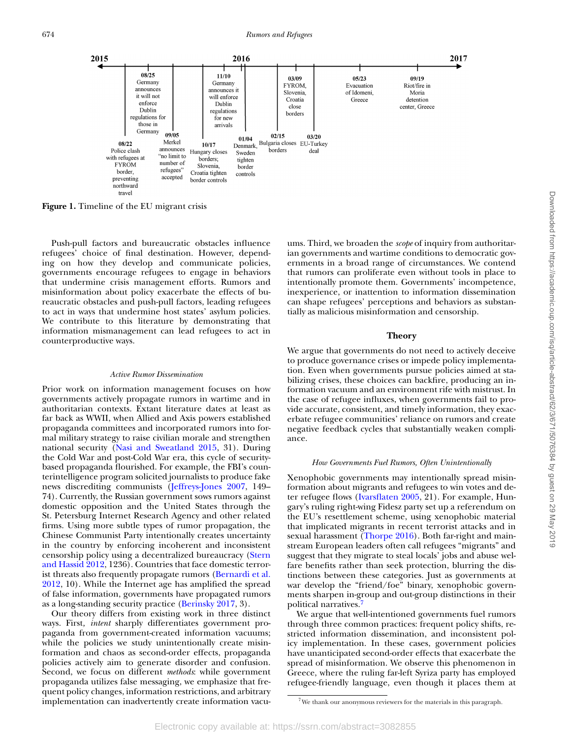2015

2016

2017

08/22
Police clash with refugees at FYROM border, preventing northward travel

08/25
Germany announces it will not enforce Dublin regulations for those in Germany

09/05
Merkel announces "no limit to number of refugees" accepted

10/17
Hungary closes borders; Slovenia, Croatia tighten border controls

11/10
Germany announces it will enforce Dublin regulations for new arrivals

01/04
Denmark, Sweden tighten border controls

02/15
Bulgaria closes borders

03/09
FYROM, Slovenia, Croatia close borders

03/20
EU-Turkey deal

05/23
Evacuation of Idomeni, Greece

09/19
Riot/fire in Moria detention center, Greece

**Figure 1.** Timeline of the EU migrant crisis

Push-pull factors and bureaucratic obstacles influence refugees' choice of final destination. However, depending on how they develop and communicate policies, governments encourage refugees to engage in behaviors that undermine crisis management efforts. Rumors and misinformation about policy exacerbate the effects of bureaucratic obstacles and push-pull factors, leading refugees to act in ways that undermine host states' asylum policies. We contribute to this literature by demonstrating that information mismanagement can lead refugees to act in counterproductive ways.

### *Active Rumor Dissemination*

Prior work on information management focuses on how governments actively propagate rumors in wartime and in authoritarian contexts. Extant literature dates at least as far back as WWII, when Allied and Axis powers established propaganda committees and incorporated rumors into formal military strategy to raise civilian morale and strengthen national security (Nasi and Sweatland 2015, 31). During the Cold War and post-Cold War era, this cycle of security-based propaganda flourished. For example, the FBI's counterintelligence program solicited journalists to produce fake news discrediting communists (Jeffreys-Jones 2007, 149–74). Currently, the Russian government sows rumors against domestic opposition and the United States through the St. Petersburg Internet Research Agency and other related firms. Using more subtle types of rumor propagation, the Chinese Communist Party intentionally creates uncertainty in the country by enforcing incoherent and inconsistent censorship policy using a decentralized bureaucracy (Stern and Hassid 2012, 1236). Countries that face domestic terrorist threats also frequently propagate rumors (Bernardi et al. 2012, 10). While the Internet age has amplified the spread of false information, governments have propagated rumors as a long-standing security practice (Berinsky 2017, 3).

Our theory differs from existing work in three distinct ways. First, *intent* sharply differentiates government propaganda from government-created information vacuums; while the policies we study unintentionally create misinformation and chaos as second-order effects, propaganda policies actively aim to generate disorder and confusion. Second, we focus on different *methods*: while government propaganda utilizes false messaging, we emphasize that frequent policy changes, information restrictions, and arbitrary implementation can inadvertently create information vacuums. Third, we broaden the *scope* of inquiry from authoritarian governments and wartime conditions to democratic governments in a broad range of circumstances. We contend that rumors can proliferate even without tools in place to intentionally promote them. Governments' incompetence, inexperience, or inattention to information dissemination can shape refugees' perceptions and behaviors as substantially as malicious misinformation and censorship.

## Theory

We argue that governments do not need to actively deceive to produce governance crises or impede policy implementation. Even when governments pursue policies aimed at stabilizing crises, these choices can backfire, producing an information vacuum and an environment rife with mistrust. In the case of refugee influxes, when governments fail to provide accurate, consistent, and timely information, they exacerbate refugee communities' reliance on rumors and create negative feedback cycles that substantially weaken compliance.

### *How Governments Fuel Rumors, Often Unintentionally*

Xenophobic governments may intentionally spread misinformation about migrants and refugees to win votes and deter refugee flows (Ivarsflaten 2005, 21). For example, Hungary's ruling right-wing Fidesz party set up a referendum on the EU's resettlement scheme, using xenophobic material that implicated migrants in recent terrorist attacks and in sexual harassment (Thorpe 2016). Both far-right and mainstream European leaders often call refugees "migrants" and suggest that they migrate to steal locals' jobs and abuse welfare benefits rather than seek protection, blurring the distinctions between these categories. Just as governments at war develop the "friend/foe" binary, xenophobic governments sharpen in-group and out-group distinctions in their political narratives.[7]

We argue that well-intentioned governments fuel rumors through three common practices: frequent policy shifts, restricted information dissemination, and inconsistent policy implementation. In these cases, government policies have unanticipated second-order effects that exacerbate the spread of misinformation. We observe this phenomenon in Greece, where the ruling far-left Syriza party has employed refugee-friendly language, even though it places them at

[7] We thank our anonymous reviewers for the materials in this paragraph.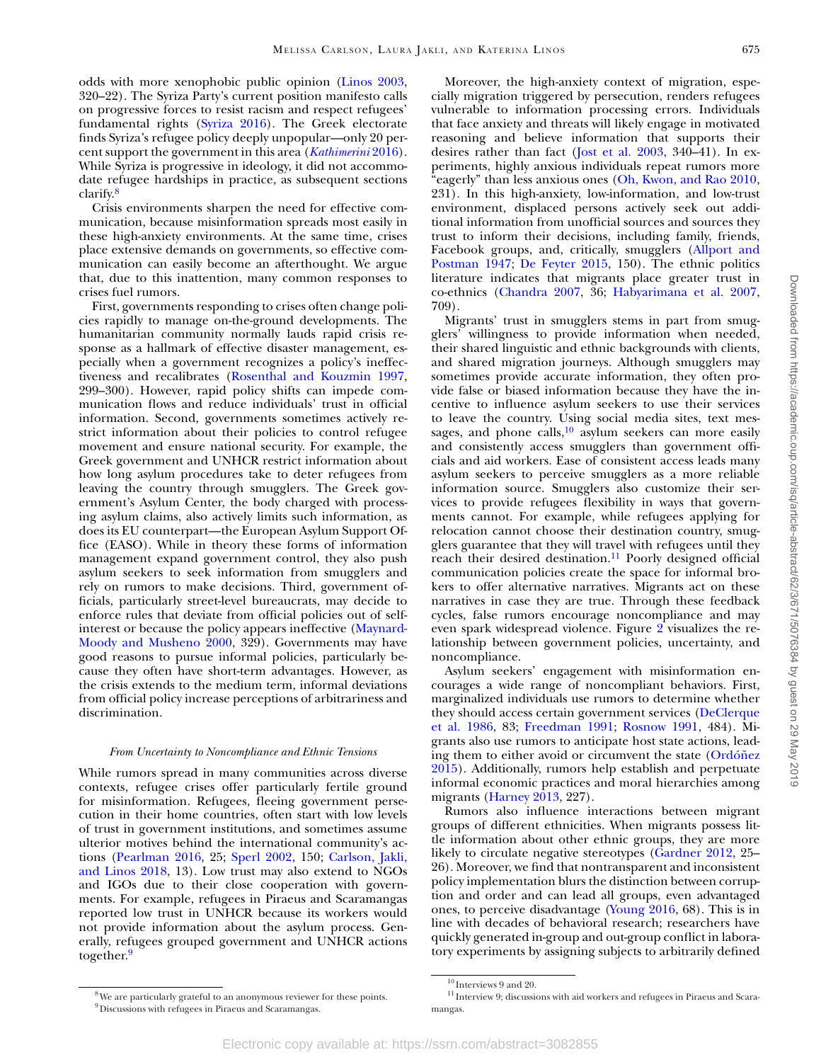odds with more xenophobic public opinion (Linos 2003, 320–22). The Syriza Party's current position manifesto calls on progressive forces to resist racism and respect refugees' fundamental rights (Syriza 2016). The Greek electorate finds Syriza's refugee policy deeply unpopular—only 20 percent support the government in this area (*Kathimerini* 2016). While Syriza is progressive in ideology, it did not accommodate refugee hardships in practice, as subsequent sections clarify.[8]

Crisis environments sharpen the need for effective communication, because misinformation spreads most easily in these high-anxiety environments. At the same time, crises place extensive demands on governments, so effective communication can easily become an afterthought. We argue that, due to this inattention, many common responses to crises fuel rumors.

First, governments responding to crises often change policies rapidly to manage on-the-ground developments. The humanitarian community normally lauds rapid crisis response as a hallmark of effective disaster management, especially when a government recognizes a policy's ineffectiveness and recalibrates (Rosenthal and Kouzmin 1997, 299–300). However, rapid policy shifts can impede communication flows and reduce individuals' trust in official information. Second, governments sometimes actively restrict information about their policies to control refugee movement and ensure national security. For example, the Greek government and UNHCR restrict information about how long asylum procedures take to deter refugees from leaving the country through smugglers. The Greek government's Asylum Center, the body charged with processing asylum claims, also actively limits such information, as does its EU counterpart—the European Asylum Support Office (EASO). While in theory these forms of information management expand government control, they also push asylum seekers to seek information from smugglers and rely on rumors to make decisions. Third, government officials, particularly street-level bureaucrats, may decide to enforce rules that deviate from official policies out of self-interest or because the policy appears ineffective (Maynard-Moody and Musheno 2000, 329). Governments may have good reasons to pursue informal policies, particularly because they often have short-term advantages. However, as the crisis extends to the medium term, informal deviations from official policy increase perceptions of arbitrariness and discrimination.

### *From Uncertainty to Noncompliance and Ethnic Tensions*

While rumors spread in many communities across diverse contexts, refugee crises offer particularly fertile ground for misinformation. Refugees, fleeing government persecution in their home countries, often start with low levels of trust in government institutions, and sometimes assume ulterior motives behind the international community's actions (Pearlman 2016, 25; Sperl 2002, 150; Carlson, Jakli, and Linos 2018, 13). Low trust may also extend to NGOs and IGOs due to their close cooperation with governments. For example, refugees in Piraeus and Scaramangas reported low trust in UNHCR because its workers would not provide information about the asylum process. Generally, refugees grouped government and UNHCR actions together.[9]

Moreover, the high-anxiety context of migration, especially migration triggered by persecution, renders refugees vulnerable to information processing errors. Individuals that face anxiety and threats will likely engage in motivated reasoning and believe information that supports their desires rather than fact (Jost et al. 2003, 340–41). In experiments, highly anxious individuals repeat rumors more "eagerly" than less anxious ones (Oh, Kwon, and Rao 2010, 231). In this high-anxiety, low-information, and low-trust environment, displaced persons actively seek out additional information from unofficial sources and sources they trust to inform their decisions, including family, friends, Facebook groups, and, critically, smugglers (Allport and Postman 1947; De Feyter 2015, 150). The ethnic politics literature indicates that migrants place greater trust in co-ethnics (Chandra 2007, 36; Habyarimana et al. 2007, 709).

Migrants' trust in smugglers stems in part from smugglers' willingness to provide information when needed, their shared linguistic and ethnic backgrounds with clients, and shared migration journeys. Although smugglers may sometimes provide accurate information, they often provide false or biased information because they have the incentive to influence asylum seekers to use their services to leave the country. Using social media sites, text messages, and phone calls,[10] asylum seekers can more easily and consistently access smugglers than government officials and aid workers. Ease of consistent access leads many asylum seekers to perceive smugglers as a more reliable information source. Smugglers also customize their services to provide refugees flexibility in ways that governments cannot. For example, while refugees applying for relocation cannot choose their destination country, smugglers guarantee that they will travel with refugees until they reach their desired destination.[11] Poorly designed official communication policies create the space for informal brokers to offer alternative narratives. Migrants act on these narratives in case they are true. Through these feedback cycles, false rumors encourage noncompliance and may even spark widespread violence. Figure 2 visualizes the relationship between government policies, uncertainty, and noncompliance.

Asylum seekers' engagement with misinformation encourages a wide range of noncompliant behaviors. First, marginalized individuals use rumors to determine whether they should access certain government services (DeClerque et al. 1986, 83; Freedman 1991; Rosnow 1991, 484). Migrants also use rumors to anticipate host state actions, leading them to either avoid or circumvent the state (Ordóñez 2015). Additionally, rumors help establish and perpetuate informal economic practices and moral hierarchies among migrants (Harney 2013, 227).

Rumors also influence interactions between migrant groups of different ethnicities. When migrants possess little information about other ethnic groups, they are more likely to circulate negative stereotypes (Gardner 2012, 25–26). Moreover, we find that nontransparent and inconsistent policy implementation blurs the distinction between corruption and order and can lead all groups, even advantaged ones, to perceive disadvantage (Young 2016, 68). This is in line with decades of behavioral research; researchers have quickly generated in-group and out-group conflict in laboratory experiments by assigning subjects to arbitrarily defined

[8] We are particularly grateful to an anonymous reviewer for these points.

[9] Discussions with refugees in Piraeus and Scaramangas.

[10] Interviews 9 and 20.

[11] Interview 9; discussions with aid workers and refugees in Piraeus and Scaramangas.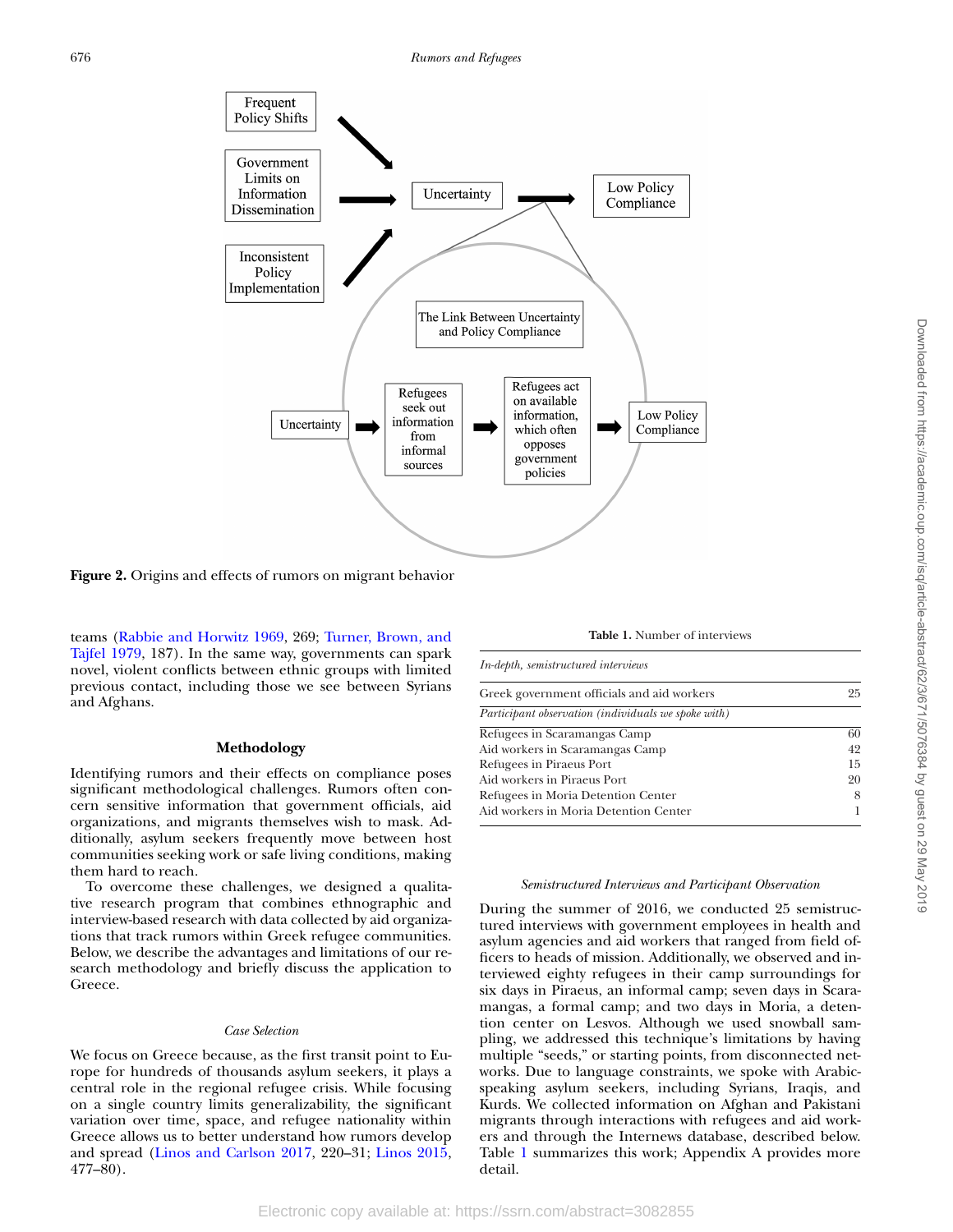Frequent Policy Shifts

Government Limits on Information Dissemination

Inconsistent Policy Implementation

Uncertainty

Low Policy Compliance

The Link Between Uncertainty and Policy Compliance

Uncertainty

Refugees seek out information from informal sources

Refugees act on available information, which often opposes government policies

Low Policy Compliance

**Figure 2.** Origins and effects of rumors on migrant behavior

teams (Rabbie and Horwitz 1969, 269; Turner, Brown, and Tajfel 1979, 187). In the same way, governments can spark novel, violent conflicts between ethnic groups with limited previous contact, including those we see between Syrians and Afghans.

## Methodology

Identifying rumors and their effects on compliance poses significant methodological challenges. Rumors often concern sensitive information that government officials, aid organizations, and migrants themselves wish to mask. Additionally, asylum seekers frequently move between host communities seeking work or safe living conditions, making them hard to reach.

To overcome these challenges, we designed a qualitative research program that combines ethnographic and interview-based research with data collected by aid organizations that track rumors within Greek refugee communities. Below, we describe the advantages and limitations of our research methodology and briefly discuss the application to Greece.

### *Case Selection*

We focus on Greece because, as the first transit point to Europe for hundreds of thousands asylum seekers, it plays a central role in the regional refugee crisis. While focusing on a single country limits generalizability, the significant variation over time, space, and refugee nationality within Greece allows us to better understand how rumors develop and spread (Linos and Carlson 2017, 220–31; Linos 2015, 477–80).

**Table 1.** Number of interviews

| | |
|---|---|
| *In-depth, semistructured interviews* | |
| Greek government officials and aid workers | 25 |
| *Participant observation (individuals we spoke with)* | |
| Refugees in Scaramangas Camp | 60 |
| Aid workers in Scaramangas Camp | 42 |
| Refugees in Piraeus Port | 15 |
| Aid workers in Piraeus Port | 20 |
| Refugees in Moria Detention Center | 8 |
| Aid workers in Moria Detention Center | 1 |

### *Semistructured Interviews and Participant Observation*

During the summer of 2016, we conducted 25 semistructured interviews with government employees in health and asylum agencies and aid workers that ranged from field officers to heads of mission. Additionally, we observed and interviewed eighty refugees in their camp surroundings for six days in Piraeus, an informal camp; seven days in Scaramangas, a formal camp; and two days in Moria, a detention center on Lesvos. Although we used snowball sampling, we addressed this technique's limitations by having multiple "seeds," or starting points, from disconnected networks. Due to language constraints, we spoke with Arabic-speaking asylum seekers, including Syrians, Iraqis, and Kurds. We collected information on Afghan and Pakistani migrants through interactions with refugees and aid workers and through the Internews database, described below. Table 1 summarizes this work; Appendix A provides more detail.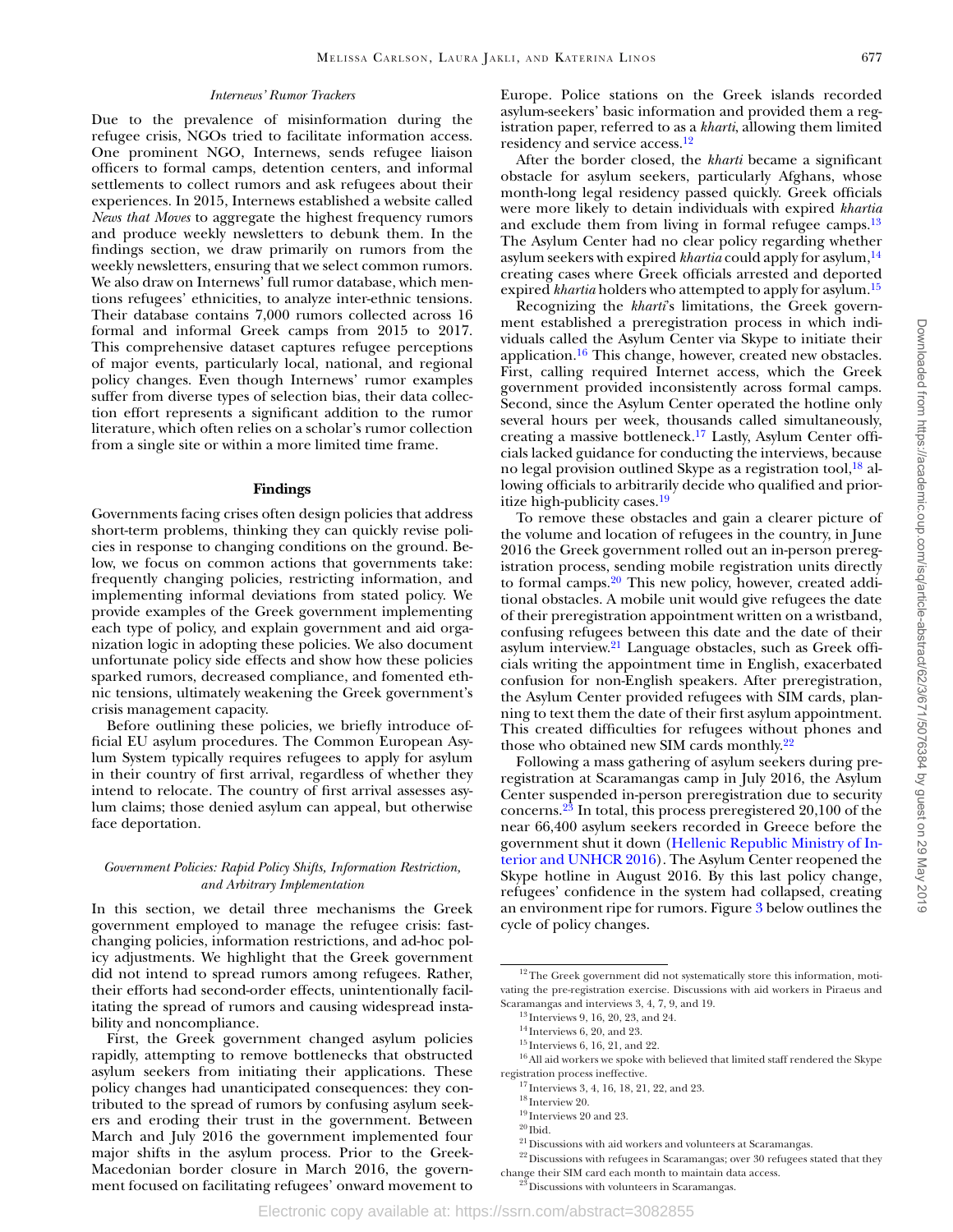*Internews' Rumor Trackers*

Due to the prevalence of misinformation during the refugee crisis, NGOs tried to facilitate information access. One prominent NGO, Internews, sends refugee liaison officers to formal camps, detention centers, and informal settlements to collect rumors and ask refugees about their experiences. In 2015, Internews established a website called *News that Moves* to aggregate the highest frequency rumors and produce weekly newsletters to debunk them. In the findings section, we draw primarily on rumors from the weekly newsletters, ensuring that we select common rumors. We also draw on Internews' full rumor database, which mentions refugees' ethnicities, to analyze inter-ethnic tensions. Their database contains 7,000 rumors collected across 16 formal and informal Greek camps from 2015 to 2017. This comprehensive dataset captures refugee perceptions of major events, particularly local, national, and regional policy changes. Even though Internews' rumor examples suffer from diverse types of selection bias, their data collection effort represents a significant addition to the rumor literature, which often relies on a scholar's rumor collection from a single site or within a more limited time frame.

## Findings

Governments facing crises often design policies that address short-term problems, thinking they can quickly revise policies in response to changing conditions on the ground. Below, we focus on common actions that governments take: frequently changing policies, restricting information, and implementing informal deviations from stated policy. We provide examples of the Greek government implementing each type of policy, and explain government and aid organization logic in adopting these policies. We also document unfortunate policy side effects and show how these policies sparked rumors, decreased compliance, and fomented ethnic tensions, ultimately weakening the Greek government's crisis management capacity.

Before outlining these policies, we briefly introduce official EU asylum procedures. The Common European Asylum System typically requires refugees to apply for asylum in their country of first arrival, regardless of whether they intend to relocate. The country of first arrival assesses asylum claims; those denied asylum can appeal, but otherwise face deportation.

### *Government Policies: Rapid Policy Shifts, Information Restriction, and Arbitrary Implementation*

In this section, we detail three mechanisms the Greek government employed to manage the refugee crisis: fast-changing policies, information restrictions, and ad-hoc policy adjustments. We highlight that the Greek government did not intend to spread rumors among refugees. Rather, their efforts had second-order effects, unintentionally facilitating the spread of rumors and causing widespread instability and noncompliance.

First, the Greek government changed asylum policies rapidly, attempting to remove bottlenecks that obstructed asylum seekers from initiating their applications. These policy changes had unanticipated consequences: they contributed to the spread of rumors by confusing asylum seekers and eroding their trust in the government. Between March and July 2016 the government implemented four major shifts in the asylum process. Prior to the Greek-Macedonian border closure in March 2016, the government focused on facilitating refugees' onward movement to Europe. Police stations on the Greek islands recorded asylum-seekers' basic information and provided them a registration paper, referred to as a *kharti*, allowing them limited residency and service access.[12]

After the border closed, the *kharti* became a significant obstacle for asylum seekers, particularly Afghans, whose month-long legal residency passed quickly. Greek officials were more likely to detain individuals with expired *khartia* and exclude them from living in formal refugee camps.[13] The Asylum Center had no clear policy regarding whether asylum seekers with expired *khartia* could apply for asylum,[14] creating cases where Greek officials arrested and deported expired *khartia* holders who attempted to apply for asylum.[15]

Recognizing the *kharti*'s limitations, the Greek government established a preregistration process in which individuals called the Asylum Center via Skype to initiate their application.[16] This change, however, created new obstacles. First, calling required Internet access, which the Greek government provided inconsistently across formal camps. Second, since the Asylum Center operated the hotline only several hours per week, thousands called simultaneously, creating a massive bottleneck.[17] Lastly, Asylum Center officials lacked guidance for conducting the interviews, because no legal provision outlined Skype as a registration tool,[18] allowing officials to arbitrarily decide who qualified and prioritize high-publicity cases.[19]

To remove these obstacles and gain a clearer picture of the volume and location of refugees in the country, in June 2016 the Greek government rolled out an in-person preregistration process, sending mobile registration units directly to formal camps.[20] This new policy, however, created additional obstacles. A mobile unit would give refugees the date of their preregistration appointment written on a wristband, confusing refugees between this date and the date of their asylum interview.[21] Language obstacles, such as Greek officials writing the appointment time in English, exacerbated confusion for non-English speakers. After preregistration, the Asylum Center provided refugees with SIM cards, planning to text them the date of their first asylum appointment. This created difficulties for refugees without phones and those who obtained new SIM cards monthly.[22]

Following a mass gathering of asylum seekers during preregistration at Scaramangas camp in July 2016, the Asylum Center suspended in-person preregistration due to security concerns.[23] In total, this process preregistered 20,100 of the near 66,400 asylum seekers recorded in Greece before the government shut it down (Hellenic Republic Ministry of Interior and UNHCR 2016). The Asylum Center reopened the Skype hotline in August 2016. By this last policy change, refugees' confidence in the system had collapsed, creating an environment ripe for rumors. Figure 3 below outlines the cycle of policy changes.

---

[12] The Greek government did not systematically store this information, motivating the pre-registration exercise. Discussions with aid workers in Piraeus and Scaramangas and interviews 3, 4, 7, 9, and 19.

[13] Interviews 9, 16, 20, 23, and 24.

[14] Interviews 6, 20, and 23.

[15] Interviews 6, 16, 21, and 22.

[16] All aid workers we spoke with believed that limited staff rendered the Skype registration process ineffective.

[17] Interviews 3, 4, 16, 18, 21, 22, and 23.

[18] Interview 20.

[19] Interviews 20 and 23.

[20] Ibid.

[21] Discussions with aid workers and volunteers at Scaramangas.

[22] Discussions with refugees in Scaramangas; over 30 refugees stated that they change their SIM card each month to maintain data access.

[23] Discussions with volunteers in Scaramangas.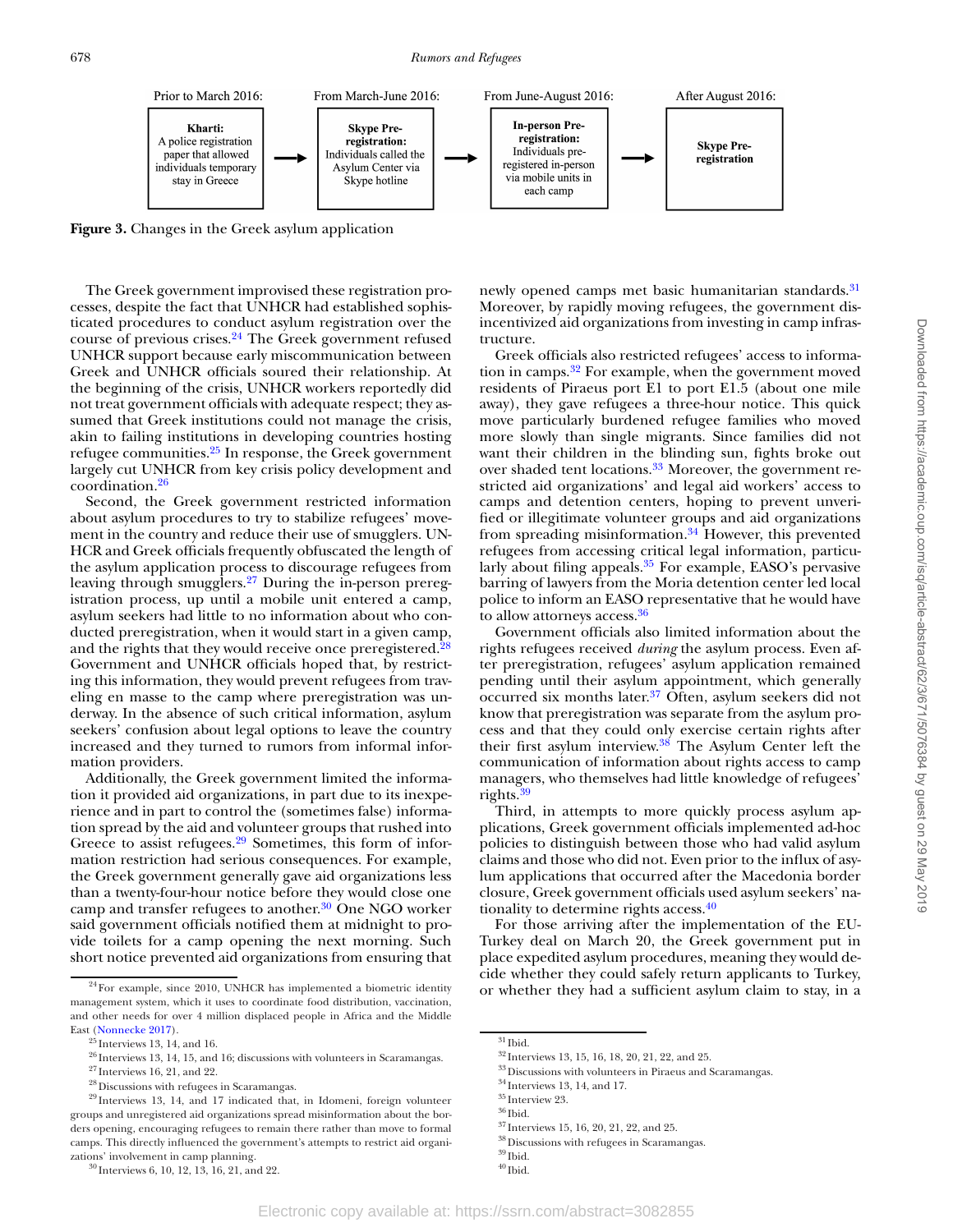Prior to March 2016:

**Kharti:** A police registration paper that allowed individuals temporary stay in Greece

From March-June 2016:

**Skype Pre-registration:** Individuals called the Asylum Center via Skype hotline

From June-August 2016:

**In-person Pre-registration:** Individuals pre-registered in-person via mobile units in each camp

After August 2016:

**Skype Pre-registration**

**Figure 3.** Changes in the Greek asylum application

The Greek government improvised these registration processes, despite the fact that UNHCR had established sophisticated procedures to conduct asylum registration over the course of previous crises.[24] The Greek government refused UNHCR support because early miscommunication between Greek and UNHCR officials soured their relationship. At the beginning of the crisis, UNHCR workers reportedly did not treat government officials with adequate respect; they assumed that Greek institutions could not manage the crisis, akin to failing institutions in developing countries hosting refugee communities.[25] In response, the Greek government largely cut UNHCR from key crisis policy development and coordination.[26]

Second, the Greek government restricted information about asylum procedures to try to stabilize refugees' movement in the country and reduce their use of smugglers. UNHCR and Greek officials frequently obfuscated the length of the asylum application process to discourage refugees from leaving through smugglers.[27] During the in-person preregistration process, up until a mobile unit entered a camp, asylum seekers had little to no information about who conducted preregistration, when it would start in a given camp, and the rights that they would receive once preregistered.[28] Government and UNHCR officials hoped that, by restricting this information, they would prevent refugees from traveling en masse to the camp where preregistration was underway. In the absence of such critical information, asylum seekers' confusion about legal options to leave the country increased and they turned to rumors from informal information providers.

Additionally, the Greek government limited the information it provided aid organizations, in part due to its inexperience and in part to control the (sometimes false) information spread by the aid and volunteer groups that rushed into Greece to assist refugees.[29] Sometimes, this form of information restriction had serious consequences. For example, the Greek government generally gave aid organizations less than a twenty-four-hour notice before they would close one camp and transfer refugees to another.[30] One NGO worker said government officials notified them at midnight to provide toilets for a camp opening the next morning. Such short notice prevented aid organizations from ensuring that newly opened camps met basic humanitarian standards.[31] Moreover, by rapidly moving refugees, the government disincentivized aid organizations from investing in camp infrastructure.

Greek officials also restricted refugees' access to information in camps.[32] For example, when the government moved residents of Piraeus port E1 to port E1.5 (about one mile away), they gave refugees a three-hour notice. This quick move particularly burdened refugee families who moved more slowly than single migrants. Since families did not want their children in the blinding sun, fights broke out over shaded tent locations.[33] Moreover, the government restricted aid organizations' and legal aid workers' access to camps and detention centers, hoping to prevent unverified or illegitimate volunteer groups and aid organizations from spreading misinformation.[34] However, this prevented refugees from accessing critical legal information, particularly about filing appeals.[35] For example, EASO's pervasive barring of lawyers from the Moria detention center led local police to inform an EASO representative that he would have to allow attorneys access.[36]

Government officials also limited information about the rights refugees received *during* the asylum process. Even after preregistration, refugees' asylum application remained pending until their asylum appointment, which generally occurred six months later.[37] Often, asylum seekers did not know that preregistration was separate from the asylum process and that they could only exercise certain rights after their first asylum interview.[38] The Asylum Center left the communication of information about rights access to camp managers, who themselves had little knowledge of refugees' rights.[39]

Third, in attempts to more quickly process asylum applications, Greek government officials implemented ad-hoc policies to distinguish between those who had valid asylum claims and those who did not. Even prior to the influx of asylum applications that occurred after the Macedonia border closure, Greek government officials used asylum seekers' nationality to determine rights access.[40]

For those arriving after the implementation of the EU-Turkey deal on March 20, the Greek government put in place expedited asylum procedures, meaning they would decide whether they could safely return applicants to Turkey, or whether they had a sufficient asylum claim to stay, in a

[24] For example, since 2010, UNHCR has implemented a biometric identity management system, which it uses to coordinate food distribution, vaccination, and other needs for over 4 million displaced people in Africa and the Middle East (Nonnecke 2017).

[25] Interviews 13, 14, and 16.

[26] Interviews 13, 14, 15, and 16; discussions with volunteers in Scaramangas.

[27] Interviews 16, 21, and 22.

[28] Discussions with refugees in Scaramangas.

[29] Interviews 13, 14, and 17 indicated that, in Idomeni, foreign volunteer groups and unregistered aid organizations spread misinformation about the borders opening, encouraging refugees to remain there rather than move to formal camps. This directly influenced the government's attempts to restrict aid organizations' involvement in camp planning.

[30] Interviews 6, 10, 12, 13, 16, 21, and 22.

[31] Ibid.

[32] Interviews 13, 15, 16, 18, 20, 21, 22, and 25.

[33] Discussions with volunteers in Piraeus and Scaramangas.

[34] Interviews 13, 14, and 17.

[35] Interview 23.

[36] Ibid.

[37] Interviews 15, 16, 20, 21, 22, and 25.

[38] Discussions with refugees in Scaramangas.

[39] Ibid.

[40] Ibid.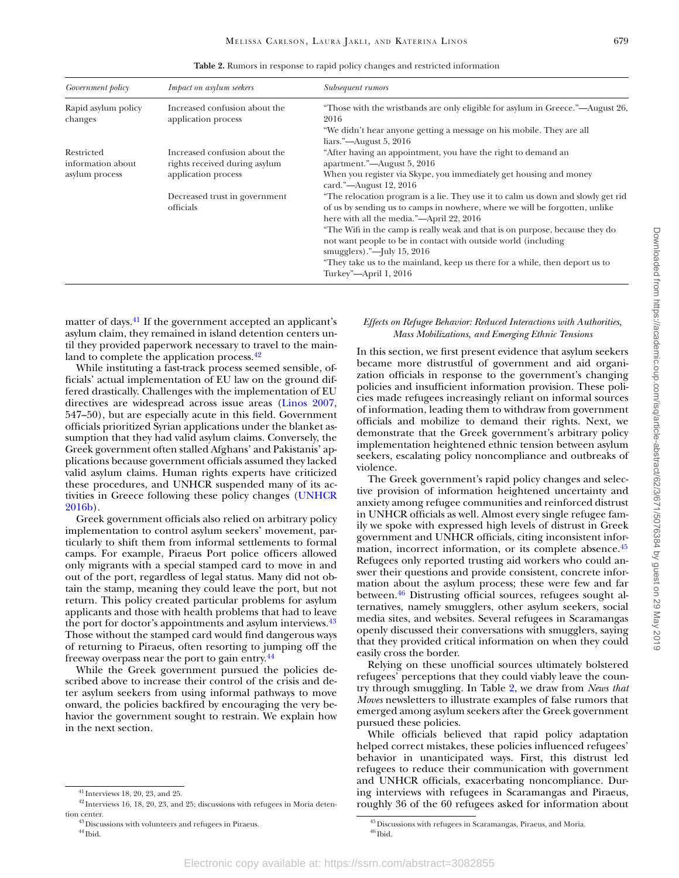**Table 2.** Rumors in response to rapid policy changes and restricted information

| *Government policy* | *Impact on asylum seekers* | *Subsequent rumors* |
|---|---|---|
| Rapid asylum policy changes | Increased confusion about the application process | "Those with the wristbands are only eligible for asylum in Greece."—August 26, 2016 |
| | | "We didn't hear anyone getting a message on his mobile. They are all liars."—August 5, 2016 |
| Restricted information about asylum process | Increased confusion about the rights received during asylum application process | "After having an appointment, you have the right to demand an apartment."—August 5, 2016 |
| | | When you register via Skype, you immediately get housing and money card."—August 12, 2016 |
| | Decreased trust in government officials | "The relocation program is a lie. They use it to calm us down and slowly get rid of us by sending us to camps in nowhere, where we will be forgotten, unlike here with all the media."—April 22, 2016 |
| | | "The Wifi in the camp is really weak and that is on purpose, because they do not want people to be in contact with outside world (including smugglers)."—July 15, 2016 |
| | | "They take us to the mainland, keep us there for a while, then deport us to Turkey"—April 1, 2016 |

matter of days.[41] If the government accepted an applicant's asylum claim, they remained in island detention centers until they provided paperwork necessary to travel to the mainland to complete the application process.[42]

While instituting a fast-track process seemed sensible, officials' actual implementation of EU law on the ground differed drastically. Challenges with the implementation of EU directives are widespread across issue areas (Linos 2007, 547–50), but are especially acute in this field. Government officials prioritized Syrian applications under the blanket assumption that they had valid asylum claims. Conversely, the Greek government often stalled Afghans' and Pakistanis' applications because government officials assumed they lacked valid asylum claims. Human rights experts have criticized these procedures, and UNHCR suspended many of its activities in Greece following these policy changes (UNHCR 2016b).

Greek government officials also relied on arbitrary policy implementation to control asylum seekers' movement, particularly to shift them from informal settlements to formal camps. For example, Piraeus Port police officers allowed only migrants with a special stamped card to move in and out of the port, regardless of legal status. Many did not obtain the stamp, meaning they could leave the port, but not return. This policy created particular problems for asylum applicants and those with health problems that had to leave the port for doctor's appointments and asylum interviews.[43] Those without the stamped card would find dangerous ways of returning to Piraeus, often resorting to jumping off the freeway overpass near the port to gain entry.[44]

While the Greek government pursued the policies described above to increase their control of the crisis and deter asylum seekers from using informal pathways to move onward, the policies backfired by encouraging the very behavior the government sought to restrain. We explain how in the next section.

[41] Interviews 18, 20, 23, and 25.

[42] Interviews 16, 18, 20, 23, and 25; discussions with refugees in Moria detention center.

[43] Discussions with volunteers and refugees in Piraeus.

[44] Ibid.

### *Effects on Refugee Behavior: Reduced Interactions with Authorities, Mass Mobilizations, and Emerging Ethnic Tensions*

In this section, we first present evidence that asylum seekers became more distrustful of government and aid organization officials in response to the government's changing policies and insufficient information provision. These policies made refugees increasingly reliant on informal sources of information, leading them to withdraw from government officials and mobilize to demand their rights. Next, we demonstrate that the Greek government's arbitrary policy implementation heightened ethnic tension between asylum seekers, escalating policy noncompliance and outbreaks of violence.

The Greek government's rapid policy changes and selective provision of information heightened uncertainty and anxiety among refugee communities and reinforced distrust in UNHCR officials as well. Almost every single refugee family we spoke with expressed high levels of distrust in Greek government and UNHCR officials, citing inconsistent information, incorrect information, or its complete absence.[45] Refugees only reported trusting aid workers who could answer their questions and provide consistent, concrete information about the asylum process; these were few and far between.[46] Distrusting official sources, refugees sought alternatives, namely smugglers, other asylum seekers, social media sites, and websites. Several refugees in Scaramangas openly discussed their conversations with smugglers, saying that they provided critical information on when they could easily cross the border.

Relying on these unofficial sources ultimately bolstered refugees' perceptions that they could viably leave the country through smuggling. In Table 2, we draw from *News that Moves* newsletters to illustrate examples of false rumors that emerged among asylum seekers after the Greek government pursued these policies.

While officials believed that rapid policy adaptation helped correct mistakes, these policies influenced refugees' behavior in unanticipated ways. First, this distrust led refugees to reduce their communication with government and UNHCR officials, exacerbating noncompliance. During interviews with refugees in Scaramangas and Piraeus, roughly 36 of the 60 refugees asked for information about

[45] Discussions with refugees in Scaramangas, Piraeus, and Moria.

[46] Ibid.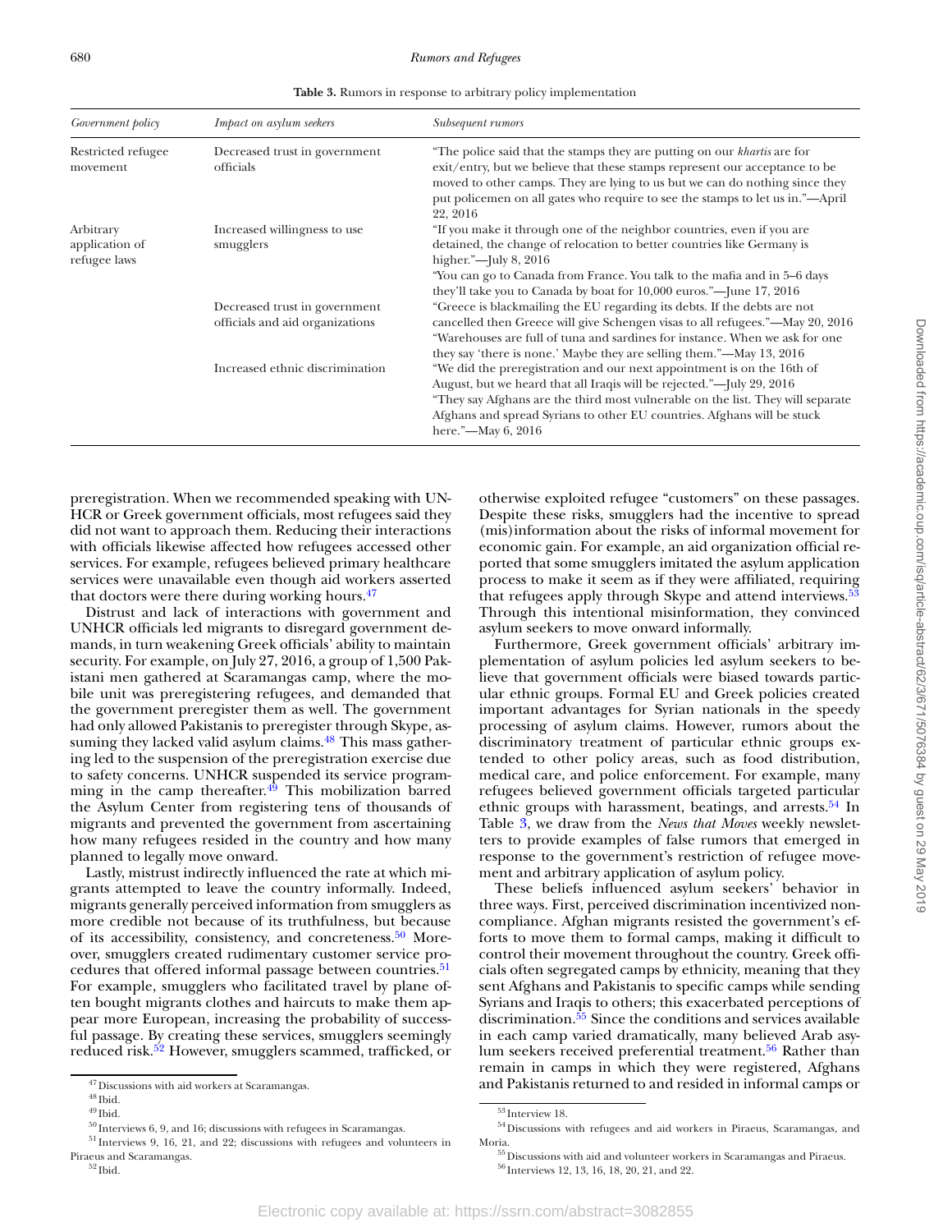**Table 3.** Rumors in response to arbitrary policy implementation

| *Government policy* | *Impact on asylum seekers* | *Subsequent rumors* |
|---|---|---|
| Restricted refugee movement | Decreased trust in government officials | "The police said that the stamps they are putting on our *khartis* are for exit/entry, but we believe that these stamps represent our acceptance to be moved to other camps. They are lying to us but we can do nothing since they put policemen on all gates who require to see the stamps to let us in."—April 22, 2016 |
| Arbitrary application of refugee laws | Increased willingness to use smugglers | "If you make it through one of the neighbor countries, even if you are detained, the change of relocation to better countries like Germany is higher."—July 8, 2016 |
| | | "You can go to Canada from France. You talk to the mafia and in 5–6 days they'll take you to Canada by boat for 10,000 euros."—June 17, 2016 |
| | Decreased trust in government officials and aid organizations | "Greece is blackmailing the EU regarding its debts. If the debts are not cancelled then Greece will give Schengen visas to all refugees."—May 20, 2016 |
| | | "Warehouses are full of tuna and sardines for instance. When we ask for one they say 'there is none.' Maybe they are selling them."—May 13, 2016 |
| | Increased ethnic discrimination | "We did the preregistration and our next appointment is on the 16th of August, but we heard that all Iraqis will be rejected."—July 29, 2016 |
| | | "They say Afghans are the third most vulnerable on the list. They will separate Afghans and spread Syrians to other EU countries. Afghans will be stuck here."—May 6, 2016 |

preregistration. When we recommended speaking with UNHCR or Greek government officials, most refugees said they did not want to approach them. Reducing their interactions with officials likewise affected how refugees accessed other services. For example, refugees believed primary healthcare services were unavailable even though aid workers asserted that doctors were there during working hours.[47]

Distrust and lack of interactions with government and UNHCR officials led migrants to disregard government demands, in turn weakening Greek officials' ability to maintain security. For example, on July 27, 2016, a group of 1,500 Pakistani men gathered at Scaramangas camp, where the mobile unit was preregistering refugees, and demanded that the government preregister them as well. The government had only allowed Pakistanis to preregister through Skype, assuming they lacked valid asylum claims.[48] This mass gathering led to the suspension of the preregistration exercise due to safety concerns. UNHCR suspended its service programming in the camp thereafter.[49] This mobilization barred the Asylum Center from registering tens of thousands of migrants and prevented the government from ascertaining how many refugees resided in the country and how many planned to legally move onward.

Lastly, mistrust indirectly influenced the rate at which migrants attempted to leave the country informally. Indeed, migrants generally perceived information from smugglers as more credible not because of its truthfulness, but because of its accessibility, consistency, and concreteness.[50] Moreover, smugglers created rudimentary customer service procedures that offered informal passage between countries.[51] For example, smugglers who facilitated travel by plane often bought migrants clothes and haircuts to make them appear more European, increasing the probability of successful passage. By creating these services, smugglers seemingly reduced risk.[52] However, smugglers scammed, trafficked, or otherwise exploited refugee "customers" on these passages. Despite these risks, smugglers had the incentive to spread (mis)information about the risks of informal movement for economic gain. For example, an aid organization official reported that some smugglers imitated the asylum application process to make it seem as if they were affiliated, requiring that refugees apply through Skype and attend interviews.[53] Through this intentional misinformation, they convinced asylum seekers to move onward informally.

Furthermore, Greek government officials' arbitrary implementation of asylum policies led asylum seekers to believe that government officials were biased towards particular ethnic groups. Formal EU and Greek policies created important advantages for Syrian nationals in the speedy processing of asylum claims. However, rumors about the discriminatory treatment of particular ethnic groups extended to other policy areas, such as food distribution, medical care, and police enforcement. For example, many refugees believed government officials targeted particular ethnic groups with harassment, beatings, and arrests.[54] In Table 3, we draw from the *News that Moves* weekly newsletters to provide examples of false rumors that emerged in response to the government's restriction of refugee movement and arbitrary application of asylum policy.

These beliefs influenced asylum seekers' behavior in three ways. First, perceived discrimination incentivized noncompliance. Afghan migrants resisted the government's efforts to move them to formal camps, making it difficult to control their movement throughout the country. Greek officials often segregated camps by ethnicity, meaning that they sent Afghans and Pakistanis to specific camps while sending Syrians and Iraqis to others; this exacerbated perceptions of discrimination.[55] Since the conditions and services available in each camp varied dramatically, many believed Arab asylum seekers received preferential treatment.[56] Rather than remain in camps in which they were registered, Afghans and Pakistanis returned to and resided in informal camps or

[47] Discussions with aid workers at Scaramangas.

[48] Ibid.

[49] Ibid.

[50] Interviews 6, 9, and 16; discussions with refugees in Scaramangas.

[51] Interviews 9, 16, 21, and 22; discussions with refugees and volunteers in Piraeus and Scaramangas.

[52] Ibid.

[53] Interview 18.

[54] Discussions with refugees and aid workers in Piraeus, Scaramangas, and Moria.

[55] Discussions with aid and volunteer workers in Scaramangas and Piraeus.

[56] Interviews 12, 13, 16, 18, 20, 21, and 22.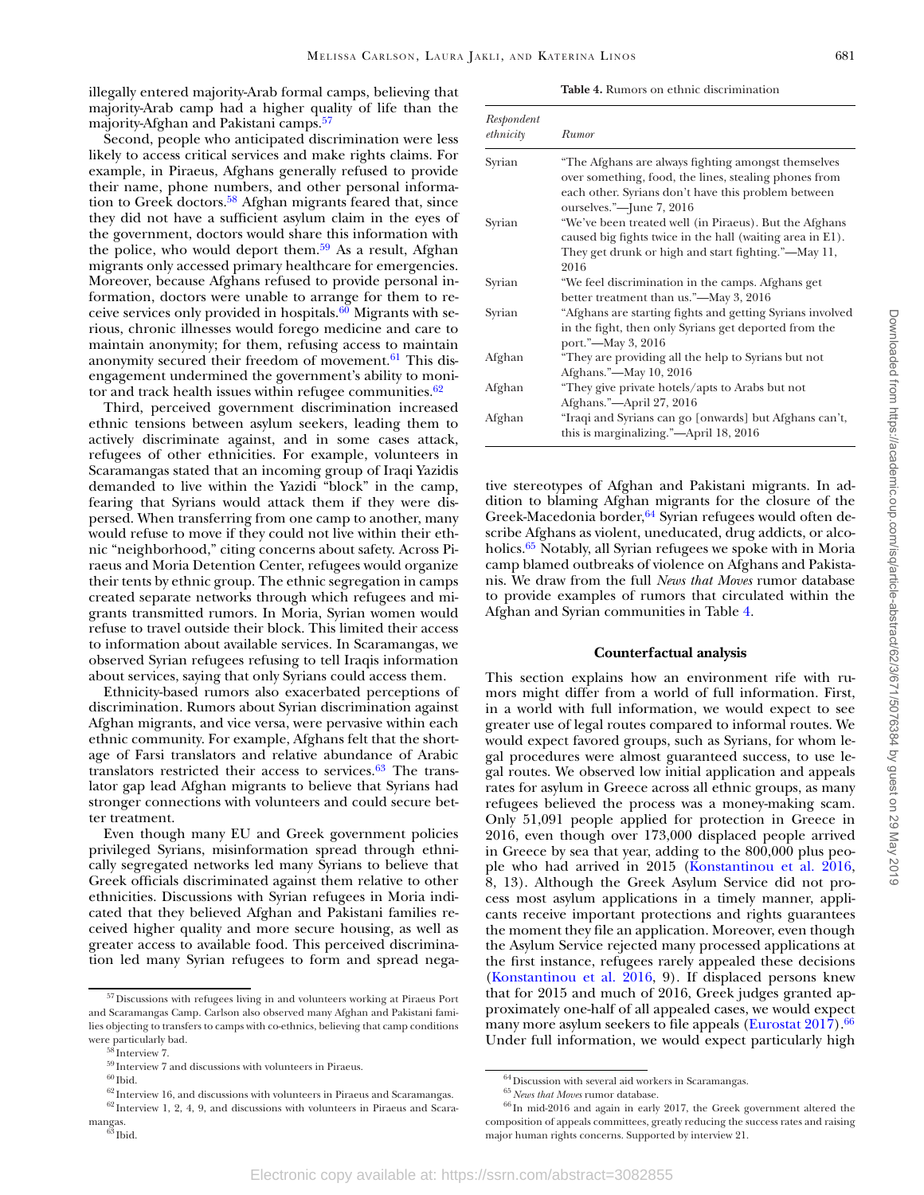illegally entered majority-Arab formal camps, believing that majority-Arab camp had a higher quality of life than the majority-Afghan and Pakistani camps.[57]

Second, people who anticipated discrimination were less likely to access critical services and make rights claims. For example, in Piraeus, Afghans generally refused to provide their name, phone numbers, and other personal information to Greek doctors.[58] Afghan migrants feared that, since they did not have a sufficient asylum claim in the eyes of the government, doctors would share this information with the police, who would deport them.[59] As a result, Afghan migrants only accessed primary healthcare for emergencies. Moreover, because Afghans refused to provide personal information, doctors were unable to arrange for them to receive services only provided in hospitals.[60] Migrants with serious, chronic illnesses would forego medicine and care to maintain anonymity; for them, refusing access to maintain anonymity secured their freedom of movement.[61] This disengagement undermined the government's ability to monitor and track health issues within refugee communities.[62]

Third, perceived government discrimination increased ethnic tensions between asylum seekers, leading them to actively discriminate against, and in some cases attack, refugees of other ethnicities. For example, volunteers in Scaramangas stated that an incoming group of Iraqi Yazidis demanded to live within the Yazidi "block" in the camp, fearing that Syrians would attack them if they were dispersed. When transferring from one camp to another, many would refuse to move if they could not live within their ethnic "neighborhood," citing concerns about safety. Across Piraeus and Moria Detention Center, refugees would organize their tents by ethnic group. The ethnic segregation in camps created separate networks through which refugees and migrants transmitted rumors. In Moria, Syrian women would refuse to travel outside their block. This limited their access to information about available services. In Scaramangas, we observed Syrian refugees refusing to tell Iraqis information about services, saying that only Syrians could access them.

Ethnicity-based rumors also exacerbated perceptions of discrimination. Rumors about Syrian discrimination against Afghan migrants, and vice versa, were pervasive within each ethnic community. For example, Afghans felt that the shortage of Farsi translators and relative abundance of Arabic translators restricted their access to services.[63] The translator gap lead Afghan migrants to believe that Syrians had stronger connections with volunteers and could secure better treatment.

Even though many EU and Greek government policies privileged Syrians, misinformation spread through ethnically segregated networks led many Syrians to believe that Greek officials discriminated against them relative to other ethnicities. Discussions with Syrian refugees in Moria indicated that they believed Afghan and Pakistani families received higher quality and more secure housing, as well as greater access to available food. This perceived discrimination led many Syrian refugees to form and spread negative stereotypes of Afghan and Pakistani migrants. In addition to blaming Afghan migrants for the closure of the Greek-Macedonia border,[64] Syrian refugees would often describe Afghans as violent, uneducated, drug addicts, or alcoholics.[65] Notably, all Syrian refugees we spoke with in Moria camp blamed outbreaks of violence on Afghans and Pakistanis. We draw from the full *News that Moves* rumor database to provide examples of rumors that circulated within the Afghan and Syrian communities in Table 4.

**Table 4.** Rumors on ethnic discrimination

| *Respondent ethnicity* | *Rumor* |
|---|---|
| Syrian | "The Afghans are always fighting amongst themselves over something, food, the lines, stealing phones from each other. Syrians don't have this problem between ourselves."—June 7, 2016 |
| Syrian | "We've been treated well (in Piraeus). But the Afghans caused big fights twice in the hall (waiting area in E1). They get drunk or high and start fighting."—May 11, 2016 |
| Syrian | "We feel discrimination in the camps. Afghans get better treatment than us."—May 3, 2016 |
| Syrian | "Afghans are starting fights and getting Syrians involved in the fight, then only Syrians get deported from the port."—May 3, 2016 |
| Afghan | "They are providing all the help to Syrians but not Afghans."—May 10, 2016 |
| Afghan | "They give private hotels/apts to Arabs but not Afghans."—April 27, 2016 |
| Afghan | "Iraqi and Syrians can go [onwards] but Afghans can't, this is marginalizing."—April 18, 2016 |

## Counterfactual analysis

This section explains how an environment rife with rumors might differ from a world of full information. First, in a world with full information, we would expect to see greater use of legal routes compared to informal routes. We would expect favored groups, such as Syrians, for whom legal procedures were almost guaranteed success, to use legal routes. We observed low initial application and appeals rates for asylum in Greece across all ethnic groups, as many refugees believed the process was a money-making scam. Only 51,091 people applied for protection in Greece in 2016, even though over 173,000 displaced people arrived in Greece by sea that year, adding to the 800,000 plus people who had arrived in 2015 (Konstantinou et al. 2016, 8, 13). Although the Greek Asylum Service did not process most asylum applications in a timely manner, applicants receive important protections and rights guarantees the moment they file an application. Moreover, even though the Asylum Service rejected many processed applications at the first instance, refugees rarely appealed these decisions (Konstantinou et al. 2016, 9). If displaced persons knew that for 2015 and much of 2016, Greek judges granted approximately one-half of all appealed cases, we would expect many more asylum seekers to file appeals (Eurostat 2017).[66] Under full information, we would expect particularly high

[57] Discussions with refugees living in and volunteers working at Piraeus Port and Scaramangas Camp. Carlson also observed many Afghan and Pakistani families objecting to transfers to camps with co-ethnics, believing that camp conditions were particularly bad.

[58] Interview 7.

[59] Interview 7 and discussions with volunteers in Piraeus.

[60] Ibid.

[61] Interview 16, and discussions with volunteers in Piraeus and Scaramangas.

[62] Interview 1, 2, 4, 9, and discussions with volunteers in Piraeus and Scaramangas.

[63] Ibid.

[64] Discussion with several aid workers in Scaramangas.

[65] *News that Moves* rumor database.

[66] In mid-2016 and again in early 2017, the Greek government altered the composition of appeals committees, greatly reducing the success rates and raising major human rights concerns. Supported by interview 21.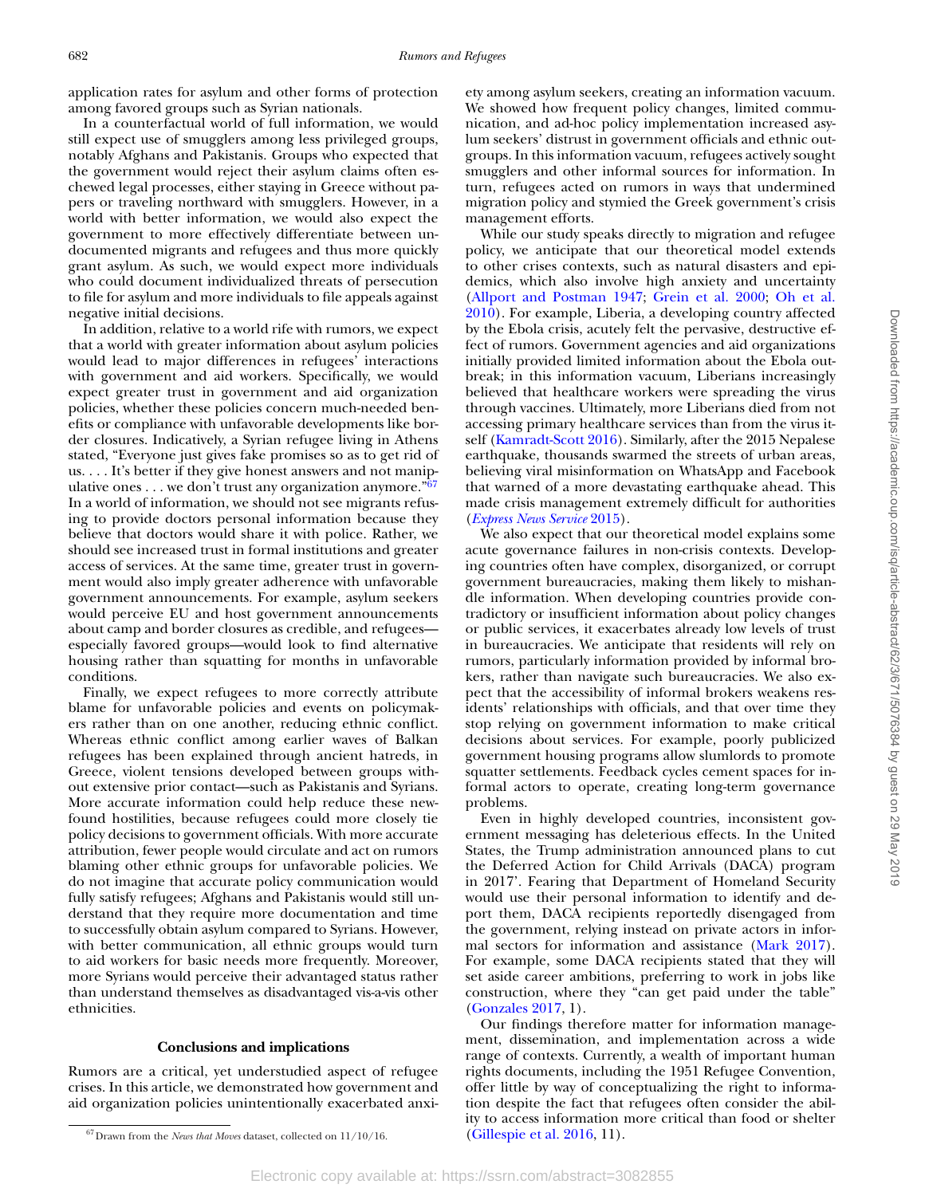application rates for asylum and other forms of protection among favored groups such as Syrian nationals.

In a counterfactual world of full information, we would still expect use of smugglers among less privileged groups, notably Afghans and Pakistanis. Groups who expected that the government would reject their asylum claims often eschewed legal processes, either staying in Greece without papers or traveling northward with smugglers. However, in a world with better information, we would also expect the government to more effectively differentiate between undocumented migrants and refugees and thus more quickly grant asylum. As such, we would expect more individuals who could document individualized threats of persecution to file for asylum and more individuals to file appeals against negative initial decisions.

In addition, relative to a world rife with rumors, we expect that a world with greater information about asylum policies would lead to major differences in refugees' interactions with government and aid workers. Specifically, we would expect greater trust in government and aid organization policies, whether these policies concern much-needed benefits or compliance with unfavorable developments like border closures. Indicatively, a Syrian refugee living in Athens stated, "Everyone just gives fake promises so as to get rid of us. . . . It's better if they give honest answers and not manipulative ones . . . we don't trust any organization anymore."[67] In a world of information, we should not see migrants refusing to provide doctors personal information because they believe that doctors would share it with police. Rather, we should see increased trust in formal institutions and greater access of services. At the same time, greater trust in government would also imply greater adherence with unfavorable government announcements. For example, asylum seekers would perceive EU and host government announcements about camp and border closures as credible, and refugees—especially favored groups—would look to find alternative housing rather than squatting for months in unfavorable conditions.

Finally, we expect refugees to more correctly attribute blame for unfavorable policies and events on policymakers rather than on one another, reducing ethnic conflict. Whereas ethnic conflict among earlier waves of Balkan refugees has been explained through ancient hatreds, in Greece, violent tensions developed between groups without extensive prior contact—such as Pakistanis and Syrians. More accurate information could help reduce these newfound hostilities, because refugees could more closely tie policy decisions to government officials. With more accurate attribution, fewer people would circulate and act on rumors blaming other ethnic groups for unfavorable policies. We do not imagine that accurate policy communication would fully satisfy refugees; Afghans and Pakistanis would still understand that they require more documentation and time to successfully obtain asylum compared to Syrians. However, with better communication, all ethnic groups would turn to aid workers for basic needs more frequently. Moreover, more Syrians would perceive their advantaged status rather than understand themselves as disadvantaged vis-a-vis other ethnicities.

## Conclusions and implications

Rumors are a critical, yet understudied aspect of refugee crises. In this article, we demonstrated how government and aid organization policies unintentionally exacerbated anxiety among asylum seekers, creating an information vacuum. We showed how frequent policy changes, limited communication, and ad-hoc policy implementation increased asylum seekers' distrust in government officials and ethnic outgroups. In this information vacuum, refugees actively sought smugglers and other informal sources for information. In turn, refugees acted on rumors in ways that undermined migration policy and stymied the Greek government's crisis management efforts.

While our study speaks directly to migration and refugee policy, we anticipate that our theoretical model extends to other crises contexts, such as natural disasters and epidemics, which also involve high anxiety and uncertainty (Allport and Postman 1947; Grein et al. 2000; Oh et al. 2010). For example, Liberia, a developing country affected by the Ebola crisis, acutely felt the pervasive, destructive effect of rumors. Government agencies and aid organizations initially provided limited information about the Ebola outbreak; in this information vacuum, Liberians increasingly believed that healthcare workers were spreading the virus through vaccines. Ultimately, more Liberians died from not accessing primary healthcare services than from the virus itself (Kamradt-Scott 2016). Similarly, after the 2015 Nepalese earthquake, thousands swarmed the streets of urban areas, believing viral misinformation on WhatsApp and Facebook that warned of a more devastating earthquake ahead. This made crisis management extremely difficult for authorities (*Express News Service* 2015).

We also expect that our theoretical model explains some acute governance failures in non-crisis contexts. Developing countries often have complex, disorganized, or corrupt government bureaucracies, making them likely to mishandle information. When developing countries provide contradictory or insufficient information about policy changes or public services, it exacerbates already low levels of trust in bureaucracies. We anticipate that residents will rely on rumors, particularly information provided by informal brokers, rather than navigate such bureaucracies. We also expect that the accessibility of informal brokers weakens residents' relationships with officials, and that over time they stop relying on government information to make critical decisions about services. For example, poorly publicized government housing programs allow slumlords to promote squatter settlements. Feedback cycles cement spaces for informal actors to operate, creating long-term governance problems.

Even in highly developed countries, inconsistent government messaging has deleterious effects. In the United States, the Trump administration announced plans to cut the Deferred Action for Child Arrivals (DACA) program in 2017'. Fearing that Department of Homeland Security would use their personal information to identify and deport them, DACA recipients reportedly disengaged from the government, relying instead on private actors in informal sectors for information and assistance (Mark 2017). For example, some DACA recipients stated that they will set aside career ambitions, preferring to work in jobs like construction, where they "can get paid under the table" (Gonzales 2017, 1).

Our findings therefore matter for information management, dissemination, and implementation across a wide range of contexts. Currently, a wealth of important human rights documents, including the 1951 Refugee Convention, offer little by way of conceptualizing the right to information despite the fact that refugees often consider the ability to access information more critical than food or shelter (Gillespie et al. 2016, 11).

[67] Drawn from the *News that Moves* dataset, collected on 11/10/16.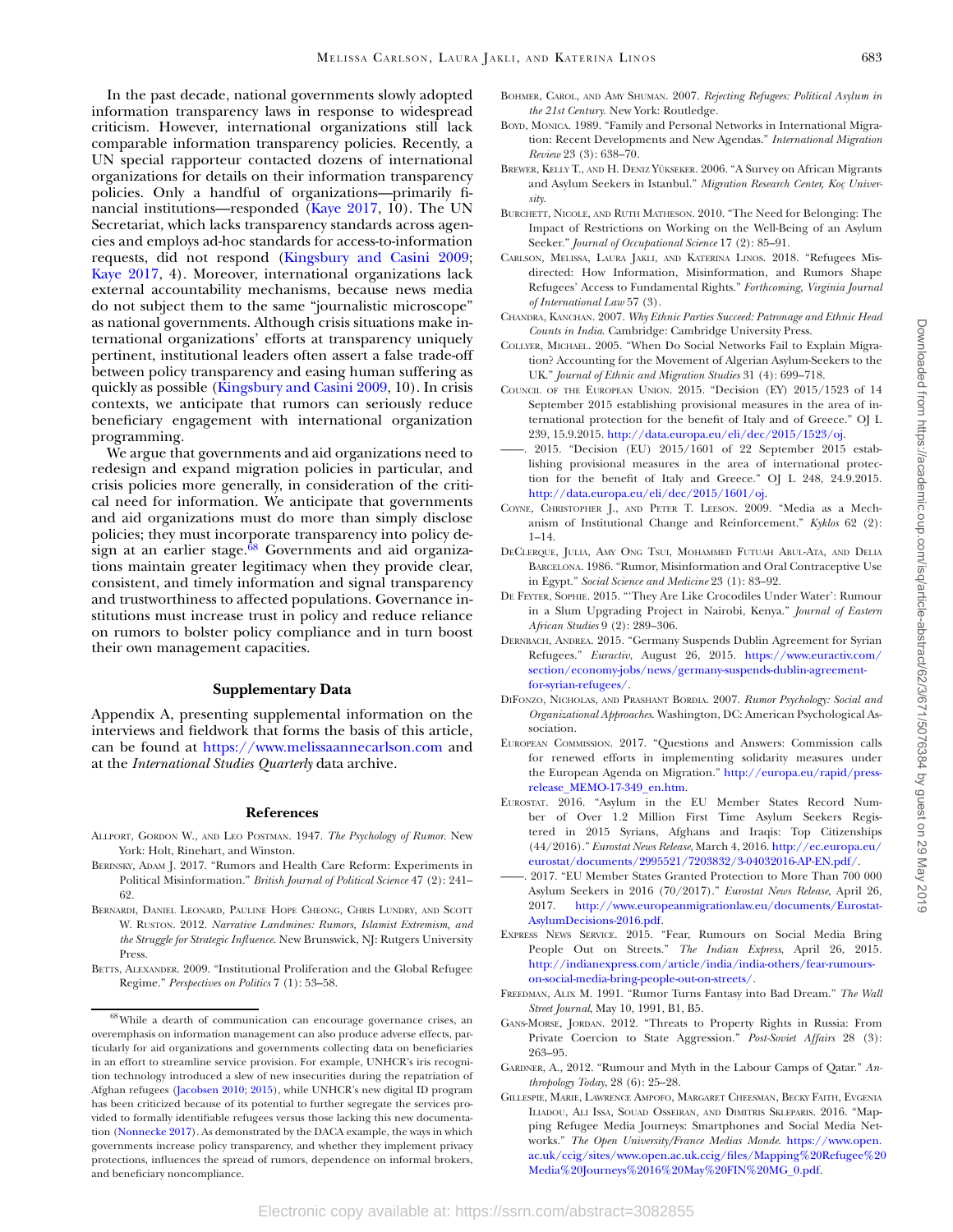In the past decade, national governments slowly adopted information transparency laws in response to widespread criticism. However, international organizations still lack comparable information transparency policies. Recently, a UN special rapporteur contacted dozens of international organizations for details on their information transparency policies. Only a handful of organizations—primarily financial institutions—responded (Kaye 2017, 10). The UN Secretariat, which lacks transparency standards across agencies and employs ad-hoc standards for access-to-information requests, did not respond (Kingsbury and Casini 2009; Kaye 2017, 4). Moreover, international organizations lack external accountability mechanisms, because news media do not subject them to the same "journalistic microscope" as national governments. Although crisis situations make international organizations' efforts at transparency uniquely pertinent, institutional leaders often assert a false trade-off between policy transparency and easing human suffering as quickly as possible (Kingsbury and Casini 2009, 10). In crisis contexts, we anticipate that rumors can seriously reduce beneficiary engagement with international organization programming.

We argue that governments and aid organizations need to redesign and expand migration policies in particular, and crisis policies more generally, in consideration of the critical need for information. We anticipate that governments and aid organizations must do more than simply disclose policies; they must incorporate transparency into policy design at an earlier stage.[68] Governments and aid organizations maintain greater legitimacy when they provide clear, consistent, and timely information and signal transparency and trustworthiness to affected populations. Governance institutions must increase trust in policy and reduce reliance on rumors to bolster policy compliance and in turn boost their own management capacities.

## Supplementary Data

Appendix A, presenting supplemental information on the interviews and fieldwork that forms the basis of this article, can be found at https://www.melissaannecarlson.com and at the *International Studies Quarterly* data archive.

## References

Allport, Gordon W., and Leo Postman. 1947. *The Psychology of Rumor*. New York: Holt, Rinehart, and Winston.

Berinsky, Adam J. 2017. "Rumors and Health Care Reform: Experiments in Political Misinformation." *British Journal of Political Science* 47 (2): 241–62.

Bernardi, Daniel Leonard, Pauline Hope Cheong, Chris Lundry, and Scott W. Ruston. 2012. *Narrative Landmines: Rumors, Islamist Extremism, and the Struggle for Strategic Influence*. New Brunswick, NJ: Rutgers University Press.

Betts, Alexander. 2009. "Institutional Proliferation and the Global Refugee Regime." *Perspectives on Politics* 7 (1): 53–58.

Bohmer, Carol, and Amy Shuman. 2007. *Rejecting Refugees: Political Asylum in the 21st Century*. New York: Routledge.

Boyd, Monica. 1989. "Family and Personal Networks in International Migration: Recent Developments and New Agendas." *International Migration Review* 23 (3): 638–70.

Brewer, Kelly T., and H. Deniz Yükseker. 2006. "A Survey on African Migrants and Asylum Seekers in Istanbul." *Migration Research Center, Koç University*.

Burchett, Nicole, and Ruth Matheson. 2010. "The Need for Belonging: The Impact of Restrictions on Working on the Well-Being of an Asylum Seeker." *Journal of Occupational Science* 17 (2): 85–91.

Carlson, Melissa, Laura Jakli, and Katerina Linos. 2018. "Refugees Misdirected: How Information, Misinformation, and Rumors Shape Refugees' Access to Fundamental Rights." *Forthcoming, Virginia Journal of International Law* 57 (3).

Chandra, Kanchan. 2007. *Why Ethnic Parties Succeed: Patronage and Ethnic Head Counts in India*. Cambridge: Cambridge University Press.

Collyer, Michael. 2005. "When Do Social Networks Fail to Explain Migration? Accounting for the Movement of Algerian Asylum-Seekers to the UK." *Journal of Ethnic and Migration Studies* 31 (4): 699–718.

Council of the European Union. 2015. "Decision (EY) 2015/1523 of 14 September 2015 establishing provisional measures in the area of international protection for the benefit of Italy and of Greece." OJ L 239, 15.9.2015. http://data.europa.eu/eli/dec/2015/1523/oj.

——. 2015. "Decision (EU) 2015/1601 of 22 September 2015 establishing provisional measures in the area of international protection for the benefit of Italy and Greece." OJ L 248, 24.9.2015. http://data.europa.eu/eli/dec/2015/1601/oj.

Coyne, Christopher J., and Peter T. Leeson. 2009. "Media as a Mechanism of Institutional Change and Reinforcement." *Kyklos* 62 (2): 1–14.

DeClerque, Julia, Amy Ong Tsui, Mohammed Futuah Abul-Ata, and Delia Barcelona. 1986. "Rumor, Misinformation and Oral Contraceptive Use in Egypt." *Social Science and Medicine* 23 (1): 83–92.

De Feyter, Sophie. 2015. "'They Are Like Crocodiles Under Water': Rumour in a Slum Upgrading Project in Nairobi, Kenya." *Journal of Eastern African Studies* 9 (2): 289–306.

Dernbach, Andrea. 2015. "Germany Suspends Dublin Agreement for Syrian Refugees." *Euractiv*, August 26, 2015. https://www.euractiv.com/section/economy-jobs/news/germany-suspends-dublin-agreement-for-syrian-refugees/.

DiFonzo, Nicholas, and Prashant Bordia. 2007. *Rumor Psychology: Social and Organizational Approaches*. Washington, DC: American Psychological Association.

European Commission. 2017. "Questions and Answers: Commission calls for renewed efforts in implementing solidarity measures under the European Agenda on Migration." http://europa.eu/rapid/press-release_MEMO-17-349_en.htm.

Eurostat. 2016. "Asylum in the EU Member States Record Number of Over 1.2 Million First Time Asylum Seekers Registered in 2015 Syrians, Afghans and Iraqis: Top Citizenships (44/2016)." *Eurostat News Release*, March 4, 2016. http://ec.europa.eu/eurostat/documents/2995521/7203832/3-04032016-AP-EN.pdf/.

——. 2017. "EU Member States Granted Protection to More Than 700 000 Asylum Seekers in 2016 (70/2017)." *Eurostat News Release*, April 26, 2017. http://www.europeanmigrationlaw.eu/documents/Eurostat-AsylumDecisions-2016.pdf.

Express News Service. 2015. "Fear, Rumours on Social Media Bring People Out on Streets." *The Indian Express*, April 26, 2015. http://indianexpress.com/article/india/india-others/fear-rumours-on-social-media-bring-people-out-on-streets/.

Freedman, Alix M. 1991. "Rumor Turns Fantasy into Bad Dream." *The Wall Street Journal*, May 10, 1991, B1, B5.

Gans-Morse, Jordan. 2012. "Threats to Property Rights in Russia: From Private Coercion to State Aggression." *Post-Soviet Affairs* 28 (3): 263–95.

Gardner, A., 2012. "Rumour and Myth in the Labour Camps of Qatar." *Anthropology Today*, 28 (6): 25–28.

Gillespie, Marie, Lawrence Ampofo, Margaret Cheesman, Becky Faith, Evgenia Iliadou, Ali Issa, Souad Osseiran, and Dimitris Skleparis. 2016. "Mapping Refugee Media Journeys: Smartphones and Social Media Networks." *The Open University/France Medias Monde*. https://www.open.ac.uk/ccig/sites/www.open.ac.uk.ccig/files/Mapping%20Refugee%20Media%20Journeys%2016%20May%20FIN%20MG_0.pdf.

---

[68] While a dearth of communication can encourage governance crises, an overemphasis on information management can also produce adverse effects, particularly for aid organizations and governments collecting data on beneficiaries in an effort to streamline service provision. For example, UNHCR's iris recognition technology introduced a slew of new insecurities during the repatriation of Afghan refugees (Jacobsen 2010; 2015), while UNHCR's new digital ID program has been criticized because of its potential to further segregate the services provided to formally identifiable refugees versus those lacking this new documentation (Nonnecke 2017). As demonstrated by the DACA example, the ways in which governments increase policy transparency, and whether they implement privacy protections, influences the spread of rumors, dependence on informal brokers, and beneficiary noncompliance.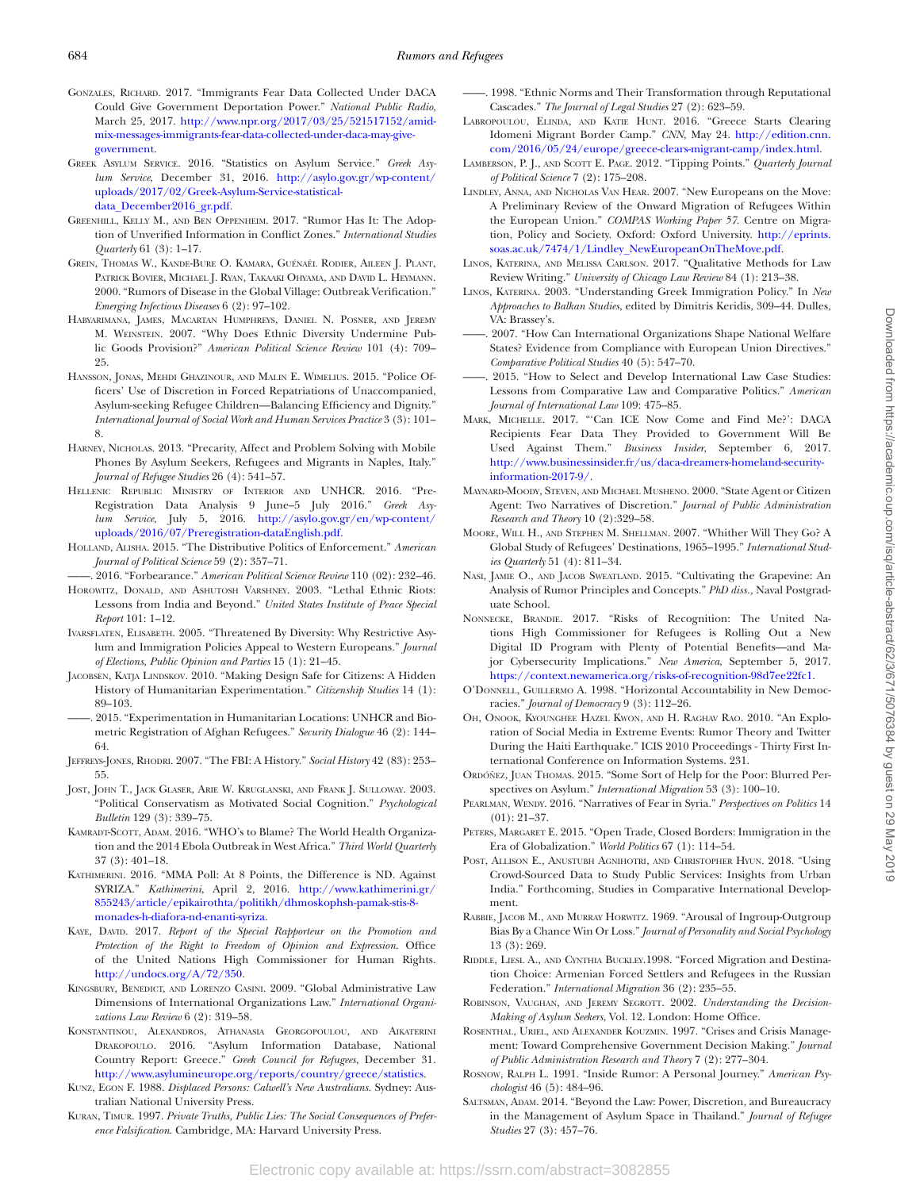Gonzales, Richard. 2017. "Immigrants Fear Data Collected Under DACA Could Give Government Deportation Power." *National Public Radio*, March 25, 2017. http://www.npr.org/2017/03/25/521517152/amid-mix-messages-immigrants-fear-data-collected-under-daca-may-give-government.

Greek Asylum Service. 2016. "Statistics on Asylum Service." *Greek Asylum Service*, December 31, 2016. http://asylo.gov.gr/wp-content/uploads/2017/02/Greek-Asylum-Service-statistical-data_December2016_gr.pdf.

Greenhill, Kelly M., and Ben Oppenheim. 2017. "Rumor Has It: The Adoption of Unverified Information in Conflict Zones." *International Studies Quarterly* 61 (3): 1–17.

Grein, Thomas W., Kande-Bure O. Kamara, Guénaël Rodier, Aileen J. Plant, Patrick Bovier, Michael J. Ryan, Takaaki Ohyama, and David L. Heymann. 2000. "Rumors of Disease in the Global Village: Outbreak Verification." *Emerging Infectious Diseases* 6 (2): 97–102.

Habyarimana, James, Macartan Humphreys, Daniel N. Posner, and Jeremy M. Weinstein. 2007. "Why Does Ethnic Diversity Undermine Public Goods Provision?" *American Political Science Review* 101 (4): 709–25.

Hansson, Jonas, Mehdi Ghazinour, and Malin E. Wimelius. 2015. "Police Officers' Use of Discretion in Forced Repatriations of Unaccompanied, Asylum-seeking Refugee Children—Balancing Efficiency and Dignity." *International Journal of Social Work and Human Services Practice* 3 (3): 101–8.

Harney, Nicholas. 2013. "Precarity, Affect and Problem Solving with Mobile Phones By Asylum Seekers, Refugees and Migrants in Naples, Italy." *Journal of Refugee Studies* 26 (4): 541–57.

Hellenic Republic Ministry of Interior and UNHCR. 2016. "Pre-Registration Data Analysis 9 June–5 July 2016." *Greek Asylum Service*, July 5, 2016. http://asylo.gov.gr/en/wp-content/uploads/2016/07/Preregistration-dataEnglish.pdf.

Holland, Alisha. 2015. "The Distributive Politics of Enforcement." *American Journal of Political Science* 59 (2): 357–71.

——. 2016. "Forbearance." *American Political Science Review* 110 (02): 232–46.

Horowitz, Donald, and Ashutosh Varshney. 2003. "Lethal Ethnic Riots: Lessons from India and Beyond." *United States Institute of Peace Special Report* 101: 1–12.

Ivarsflaten, Elisabeth. 2005. "Threatened By Diversity: Why Restrictive Asylum and Immigration Policies Appeal to Western Europeans." *Journal of Elections, Public Opinion and Parties* 15 (1): 21–45.

Jacobsen, Katja Lindskov. 2010. "Making Design Safe for Citizens: A Hidden History of Humanitarian Experimentation." *Citizenship Studies* 14 (1): 89–103.

——. 2015. "Experimentation in Humanitarian Locations: UNHCR and Biometric Registration of Afghan Refugees." *Security Dialogue* 46 (2): 144–64.

Jeffreys-Jones, Rhodri. 2007. "The FBI: A History." *Social History* 42 (83): 253–55.

Jost, John T., Jack Glaser, Arie W. Kruglanski, and Frank J. Sulloway. 2003. "Political Conservatism as Motivated Social Cognition." *Psychological Bulletin* 129 (3): 339–75.

Kamradt-Scott, Adam. 2016. "WHO's to Blame? The World Health Organization and the 2014 Ebola Outbreak in West Africa." *Third World Quarterly* 37 (3): 401–18.

Kathimerini. 2016. "MMA Poll: At 8 Points, the Difference is ND. Against SYRIZA." *Kathimerini*, April 2, 2016. http://www.kathimerini.gr/855243/article/epikairothta/politikh/dhmoskophsh-pamak-stis-8-monades-h-diafora-nd-enanti-syriza.

Kaye, David. 2017. *Report of the Special Rapporteur on the Promotion and Protection of the Right to Freedom of Opinion and Expression*. Office of the United Nations High Commissioner for Human Rights. http://undocs.org/A/72/350.

Kingsbury, Benedict, and Lorenzo Casini. 2009. "Global Administrative Law Dimensions of International Organizations Law." *International Organizations Law Review* 6 (2): 319–58.

Konstantinou, Alexandros, Athanasia Georgopoulou, and Aikaterini Drakopoulo. 2016. "Asylum Information Database, National Country Report: Greece." *Greek Council for Refugees*, December 31. http://www.asylumineurope.org/reports/country/greece/statistics.

Kunz, Egon F. 1988. *Displaced Persons: Calwell's New Australians*. Sydney: Australian National University Press.

Kuran, Timur. 1997. *Private Truths, Public Lies: The Social Consequences of Preference Falsification*. Cambridge, MA: Harvard University Press.

——. 1998. "Ethnic Norms and Their Transformation through Reputational Cascades." *The Journal of Legal Studies* 27 (2): 623–59.

Labropoulou, Elinda, and Katie Hunt. 2016. "Greece Starts Clearing Idomeni Migrant Border Camp." *CNN*, May 24. http://edition.cnn.com/2016/05/24/europe/greece-clears-migrant-camp/index.html.

Lamberson, P. J., and Scott E. Page. 2012. "Tipping Points." *Quarterly Journal of Political Science* 7 (2): 175–208.

Lindley, Anna, and Nicholas Van Hear. 2007. "New Europeans on the Move: A Preliminary Review of the Onward Migration of Refugees Within the European Union." *COMPAS Working Paper 57*. Centre on Migration, Policy and Society. Oxford: Oxford University. http://eprints.soas.ac.uk/7474/1/Lindley_NewEuropeanOnTheMove.pdf.

Linos, Katerina, and Melissa Carlson. 2017. "Qualitative Methods for Law Review Writing." *University of Chicago Law Review* 84 (1): 213–38.

Linos, Katerina. 2003. "Understanding Greek Immigration Policy." In *New Approaches to Balkan Studies*, edited by Dimitris Keridis, 309–44. Dulles, VA: Brassey's.

——. 2007. "How Can International Organizations Shape National Welfare States? Evidence from Compliance with European Union Directives." *Comparative Political Studies* 40 (5): 547–70.

——. 2015. "How to Select and Develop International Law Case Studies: Lessons from Comparative Law and Comparative Politics." *American Journal of International Law* 109: 475–85.

Mark, Michelle. 2017. "'Can ICE Now Come and Find Me?': DACA Recipients Fear Data They Provided to Government Will Be Used Against Them." *Business Insider*, September 6, 2017. http://www.businessinsider.fr/us/daca-dreamers-homeland-security-information-2017-9/.

Maynard-Moody, Steven, and Michael Musheno. 2000. "State Agent or Citizen Agent: Two Narratives of Discretion." *Journal of Public Administration Research and Theory* 10 (2):329–58.

Moore, Will H., and Stephen M. Shellman. 2007. "Whither Will They Go? A Global Study of Refugees' Destinations, 1965–1995." *International Studies Quarterly* 51 (4): 811–34.

Nasi, Jamie O., and Jacob Sweatland. 2015. "Cultivating the Grapevine: An Analysis of Rumor Principles and Concepts." *PhD diss.*, Naval Postgraduate School.

Nonnecke, Brandie. 2017. "Risks of Recognition: The United Nations High Commissioner for Refugees is Rolling Out a New Digital ID Program with Plenty of Potential Benefits—and Major Cybersecurity Implications." *New America*, September 5, 2017. https://context.newamerica.org/risks-of-recognition-98d7ee22fc1.

O'Donnell, Guillermo A. 1998. "Horizontal Accountability in New Democracies." *Journal of Democracy* 9 (3): 112–26.

Oh, Onook, Kyounghee Hazel Kwon, and H. Raghav Rao. 2010. "An Exploration of Social Media in Extreme Events: Rumor Theory and Twitter During the Haiti Earthquake." ICIS 2010 Proceedings - Thirty First International Conference on Information Systems. 231.

Ordóñez, Juan Thomas. 2015. "Some Sort of Help for the Poor: Blurred Perspectives on Asylum." *International Migration* 53 (3): 100–10.

Pearlman, Wendy. 2016. "Narratives of Fear in Syria." *Perspectives on Politics* 14 (01): 21–37.

Peters, Margaret E. 2015. "Open Trade, Closed Borders: Immigration in the Era of Globalization." *World Politics* 67 (1): 114–54.

Post, Allison E., Anustubh Agnihotri, and Christopher Hyun. 2018. "Using Crowd-Sourced Data to Study Public Services: Insights from Urban India." Forthcoming, Studies in Comparative International Development.

Rabbie, Jacob M., and Murray Horwitz. 1969. "Arousal of Ingroup-Outgroup Bias By a Chance Win Or Loss." *Journal of Personality and Social Psychology* 13 (3): 269.

Riddle, Liesl A., and Cynthia Buckley.1998. "Forced Migration and Destination Choice: Armenian Forced Settlers and Refugees in the Russian Federation." *International Migration* 36 (2): 235–55.

Robinson, Vaughan, and Jeremy Segrott. 2002. *Understanding the Decision-Making of Asylum Seekers*, Vol. 12. London: Home Office.

Rosenthal, Uriel, and Alexander Kouzmin. 1997. "Crises and Crisis Management: Toward Comprehensive Government Decision Making." *Journal of Public Administration Research and Theory* 7 (2): 277–304.

Rosnow, Ralph L. 1991. "Inside Rumor: A Personal Journey." *American Psychologist* 46 (5): 484–96.

Saltsman, Adam. 2014. "Beyond the Law: Power, Discretion, and Bureaucracy in the Management of Asylum Space in Thailand." *Journal of Refugee Studies* 27 (3): 457–76.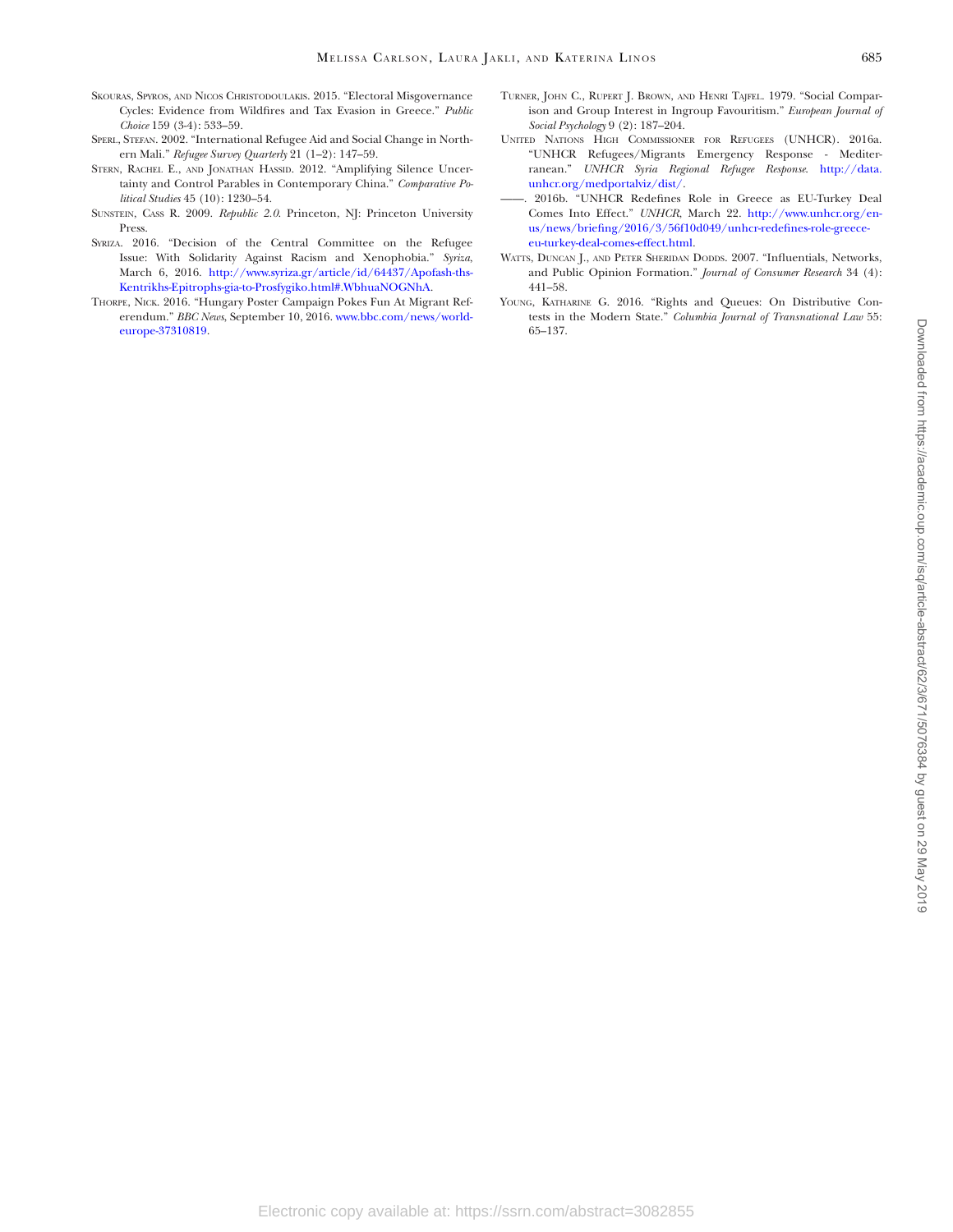Skouras, Spyros, and Nicos Christodoulakis. 2015. "Electoral Misgovernance Cycles: Evidence from Wildfires and Tax Evasion in Greece." *Public Choice* 159 (3-4): 533–59.

Sperl, Stefan. 2002. "International Refugee Aid and Social Change in Northern Mali." *Refugee Survey Quarterly* 21 (1–2): 147–59.

Stern, Rachel E., and Jonathan Hassid. 2012. "Amplifying Silence Uncertainty and Control Parables in Contemporary China." *Comparative Political Studies* 45 (10): 1230–54.

Sunstein, Cass R. 2009. *Republic 2.0*. Princeton, NJ: Princeton University Press.

Syriza. 2016. "Decision of the Central Committee on the Refugee Issue: With Solidarity Against Racism and Xenophobia." *Syriza*, March 6, 2016. http://www.syriza.gr/article/id/64437/Apofash-ths-Kentrikhs-Epitrophs-gia-to-Prosfygiko.html#.WbhuaNOGNhA.

Thorpe, Nick. 2016. "Hungary Poster Campaign Pokes Fun At Migrant Referendum." *BBC News*, September 10, 2016. www.bbc.com/news/world-europe-37310819.

Turner, John C., Rupert J. Brown, and Henri Tajfel. 1979. "Social Comparison and Group Interest in Ingroup Favouritism." *European Journal of Social Psychology* 9 (2): 187–204.

United Nations High Commissioner for Refugees (UNHCR). 2016a. "UNHCR Refugees/Migrants Emergency Response - Mediterranean." *UNHCR Syria Regional Refugee Response*. http://data.unhcr.org/medportalviz/dist/.

——. 2016b. "UNHCR Redefines Role in Greece as EU-Turkey Deal Comes Into Effect." *UNHCR*, March 22. http://www.unhcr.org/en-us/news/briefing/2016/3/56f10d049/unhcr-redefines-role-greece-eu-turkey-deal-comes-effect.html.

Watts, Duncan J., and Peter Sheridan Dodds. 2007. "Influentials, Networks, and Public Opinion Formation." *Journal of Consumer Research* 34 (4): 441–58.

Young, Katharine G. 2016. "Rights and Queues: On Distributive Contests in the Modern State." *Columbia Journal of Transnational Law* 55: 65–137.